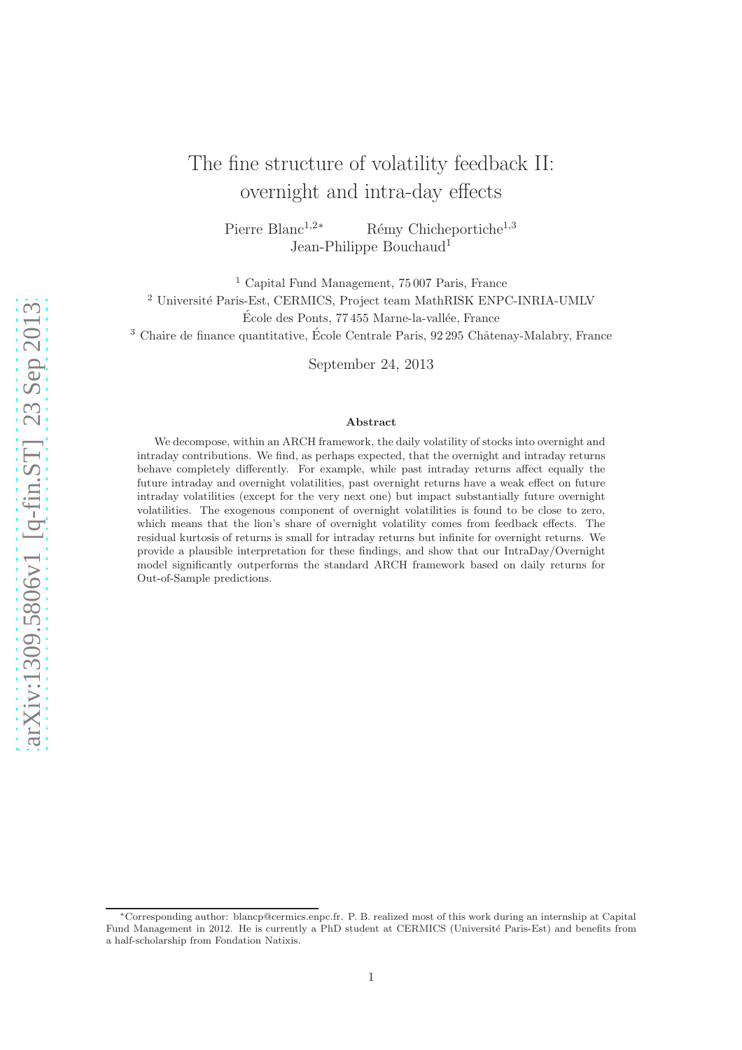# The fine structure of volatility feedback II: overnight and intra-day effects

Pierre Blanc[1,2*] Rémy Chicheportiche[1,3]
Jean-Philippe Bouchaud[1]

[1] Capital Fund Management, 75 007 Paris, France

[2] Université Paris-Est, CERMICS, Project team MathRISK ENPC-INRIA-UMLV
École des Ponts, 77 455 Marne-la-vallée, France

[3] Chaire de finance quantitative, École Centrale Paris, 92 295 Châtenay-Malabry, France

September 24, 2013

### Abstract

We decompose, within an ARCH framework, the daily volatility of stocks into overnight and intraday contributions. We find, as perhaps expected, that the overnight and intraday returns behave completely differently. For example, while past intraday returns affect equally the future intraday and overnight volatilities, past overnight returns have a weak effect on future intraday volatilities (except for the very next one) but impact substantially future overnight volatilities. The exogenous component of overnight volatilities is found to be close to zero, which means that the lion's share of overnight volatility comes from feedback effects. The residual kurtosis of returns is small for intraday returns but infinite for overnight returns. We provide a plausible interpretation for these findings, and show that our IntraDay/Overnight model significantly outperforms the standard ARCH framework based on daily returns for Out-of-Sample predictions.

---

*Corresponding author: blancp@cermics.enpc.fr. P. B. realized most of this work during an internship at Capital Fund Management in 2012. He is currently a PhD student at CERMICS (Université Paris-Est) and benefits from a half-scholarship from Fondation Natixis.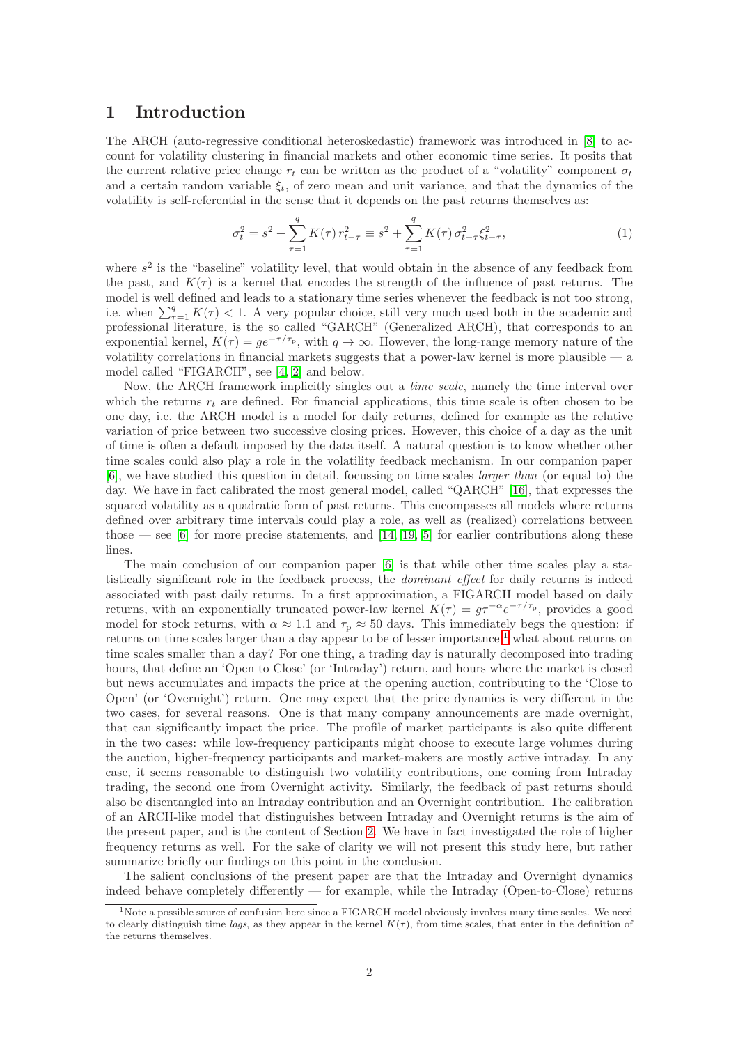# 1 Introduction

The ARCH (auto-regressive conditional heteroskedastic) framework was introduced in [8] to account for volatility clustering in financial markets and other economic time series. It posits that the current relative price change $r_t$ can be written as the product of a "volatility" component $\sigma_t$ and a certain random variable $\xi_t$, of zero mean and unit variance, and that the dynamics of the volatility is self-referential in the sense that it depends on the past returns themselves as:

$$\sigma_t^2 = s^2 + \sum_{\tau=1}^{q} K(\tau)\, r_{t-\tau}^2 \equiv s^2 + \sum_{\tau=1}^{q} K(\tau)\, \sigma_{t-\tau}^2 \xi_{t-\tau}^2, \tag{1}$$

where $s^2$ is the "baseline" volatility level, that would obtain in the absence of any feedback from the past, and $K(\tau)$ is a kernel that encodes the strength of the influence of past returns. The model is well defined and leads to a stationary time series whenever the feedback is not too strong, i.e. when $\sum_{\tau=1}^{q} K(\tau) < 1$. A very popular choice, still very much used both in the academic and professional literature, is the so called "GARCH" (Generalized ARCH), that corresponds to an exponential kernel, $K(\tau) = g e^{-\tau/\tau_{\rm p}}$, with $q \to \infty$. However, the long-range memory nature of the volatility correlations in financial markets suggests that a power-law kernel is more plausible — a model called "FIGARCH", see [4, 2] and below.

Now, the ARCH framework implicitly singles out a *time scale*, namely the time interval over which the returns $r_t$ are defined. For financial applications, this time scale is often chosen to be one day, i.e. the ARCH model is a model for daily returns, defined for example as the relative variation of price between two successive closing prices. However, this choice of a day as the unit of time is often a default imposed by the data itself. A natural question is to know whether other time scales could also play a role in the volatility feedback mechanism. In our companion paper [6], we have studied this question in detail, focussing on time scales *larger than* (or equal to) the day. We have in fact calibrated the most general model, called "QARCH" [16], that expresses the squared volatility as a quadratic form of past returns. This encompasses all models where returns defined over arbitrary time intervals could play a role, as well as (realized) correlations between those — see [6] for more precise statements, and [14, 19, 5] for earlier contributions along these lines.

The main conclusion of our companion paper [6] is that while other time scales play a statistically significant role in the feedback process, the *dominant effect* for daily returns is indeed associated with past daily returns. In a first approximation, a FIGARCH model based on daily returns, with an exponentially truncated power-law kernel $K(\tau) = g\tau^{-\alpha} e^{-\tau/\tau_{\rm p}}$, provides a good model for stock returns, with $\alpha \approx 1.1$ and $\tau_{\rm p} \approx 50$ days. This immediately begs the question: if returns on time scales larger than a day appear to be of lesser importance,[1] what about returns on time scales smaller than a day? For one thing, a trading day is naturally decomposed into trading hours, that define an 'Open to Close' (or 'Intraday') return, and hours where the market is closed but news accumulates and impacts the price at the opening auction, contributing to the 'Close to Open' (or 'Overnight') return. One may expect that the price dynamics is very different in the two cases, for several reasons. One is that many company announcements are made overnight, that can significantly impact the price. The profile of market participants is also quite different in the two cases: while low-frequency participants might choose to execute large volumes during the auction, higher-frequency participants and market-makers are mostly active intraday. In any case, it seems reasonable to distinguish two volatility contributions, one coming from Intraday trading, the second one from Overnight activity. Similarly, the feedback of past returns should also be disentangled into an Intraday contribution and an Overnight contribution. The calibration of an ARCH-like model that distinguishes between Intraday and Overnight returns is the aim of the present paper, and is the content of Section 2. We have in fact investigated the role of higher frequency returns as well. For the sake of clarity we will not present this study here, but rather summarize briefly our findings on this point in the conclusion.

The salient conclusions of the present paper are that the Intraday and Overnight dynamics indeed behave completely differently — for example, while the Intraday (Open-to-Close) returns

[1] Note a possible source of confusion here since a FIGARCH model obviously involves many time scales. We need to clearly distinguish time *lags*, as they appear in the kernel $K(\tau)$, from time scales, that enter in the definition of the returns themselves.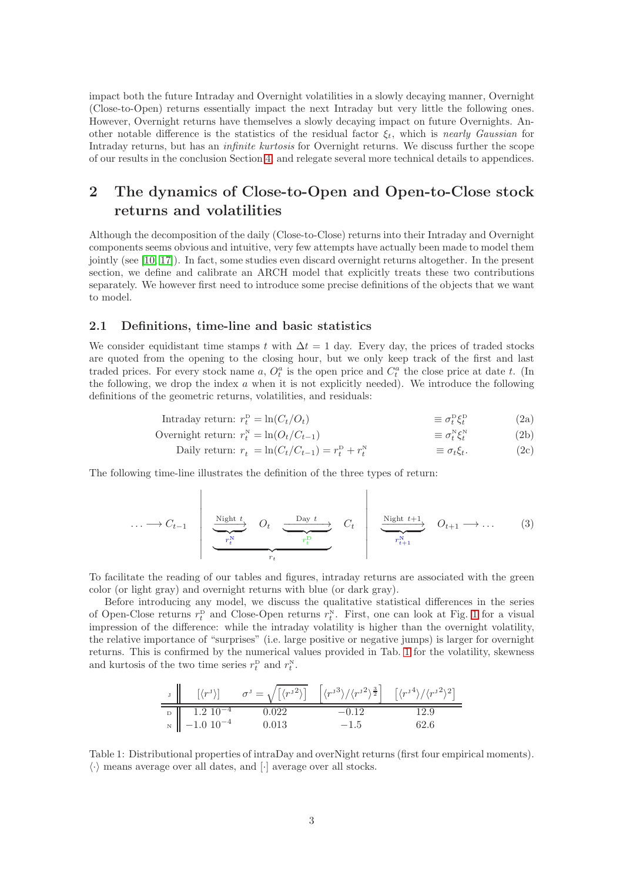impact both the future Intraday and Overnight volatilities in a slowly decaying manner, Overnight (Close-to-Open) returns essentially impact the next Intraday but very little the following ones. However, Overnight returns have themselves a slowly decaying impact on future Overnights. Another notable difference is the statistics of the residual factor $\xi_t$, which is *nearly Gaussian* for Intraday returns, but has an *infinite kurtosis* for Overnight returns. We discuss further the scope of our results in the conclusion Section 4, and relegate several more technical details to appendices.

## 2 The dynamics of Close-to-Open and Open-to-Close stock returns and volatilities

Although the decomposition of the daily (Close-to-Close) returns into their Intraday and Overnight components seems obvious and intuitive, very few attempts have actually been made to model them jointly (see [10, 17]). In fact, some studies even discard overnight returns altogether. In the present section, we define and calibrate an ARCH model that explicitly treats these two contributions separately. We however first need to introduce some precise definitions of the objects that we want to model.

### 2.1 Definitions, time-line and basic statistics

We consider equidistant time stamps $t$ with $\Delta t = 1$ day. Every day, the prices of traded stocks are quoted from the opening to the closing hour, but we only keep track of the first and last traded prices. For every stock name $a$, $O_t^a$ is the open price and $C_t^a$ the close price at date $t$. (In the following, we drop the index $a$ when it is not explicitly needed). We introduce the following definitions of the geometric returns, volatilities, and residuals:

$$\text{Intraday return: } r_t^{\text{D}} = \ln(C_t/O_t) \equiv \sigma_t^{\text{D}}\xi_t^{\text{D}} \tag{2a}$$

$$\text{Overnight return: } r_t^{\text{N}} = \ln(O_t/C_{t-1}) \equiv \sigma_t^{\text{N}}\xi_t^{\text{N}} \tag{2b}$$

$$\text{Daily return: } r_t = \ln(C_t/C_{t-1}) = r_t^{\text{D}} + r_t^{\text{N}} \equiv \sigma_t\xi_t. \tag{2c}$$

The following time-line illustrates the definition of the three types of return:

$$\dots \longrightarrow C_{t-1} \;\Big|\; \underbrace{\underbrace{\xrightarrow{\text{Night } t}}_{r_t^{\text{N}}} \; O_t \; \underbrace{\xrightarrow{\text{Day } t}}_{r_t^{\text{D}}}}_{r_t} \; C_t \;\Big|\; \underbrace{\xrightarrow{\text{Night } t+1}}_{r_{t+1}^{\text{N}}} \; O_{t+1} \longrightarrow \dots \tag{3}$$

To facilitate the reading of our tables and figures, intraday returns are associated with the green color (or light gray) and overnight returns with blue (or dark gray).

Before introducing any model, we discuss the qualitative statistical differences in the series of Open-Close returns $r_t^{\text{D}}$ and Close-Open returns $r_t^{\text{N}}$. First, one can look at Fig. 1 for a visual impression of the difference: while the intraday volatility is higher than the overnight volatility, the relative importance of "surprises" (i.e. large positive or negative jumps) is larger for overnight returns. This is confirmed by the numerical values provided in Tab. 1 for the volatility, skewness and kurtosis of the two time series $r_t^{\text{D}}$ and $r_t^{\text{N}}$.

| J | $[\langle r^{\text{J}}\rangle]$ | $\sigma^{\text{J}} = \sqrt{[\langle r^{\text{J}2}\rangle]}$ | $\left[\langle r^{\text{J}3}\rangle/\langle r^{\text{J}2}\rangle^{\frac{3}{2}}\right]$ | $\left[\langle r^{\text{J}4}\rangle/\langle r^{\text{J}2}\rangle^{2}\right]$ |
|---|---|---|---|---|
| D | $1.2\ 10^{-4}$ | 0.022 | −0.12 | 12.9 |
| N | $-1.0\ 10^{-4}$ | 0.013 | −1.5 | 62.6 |

Table 1: Distributional properties of intraDay and overNight returns (first four empirical moments). $\langle\cdot\rangle$ means average over all dates, and $[\cdot]$ average over all stocks.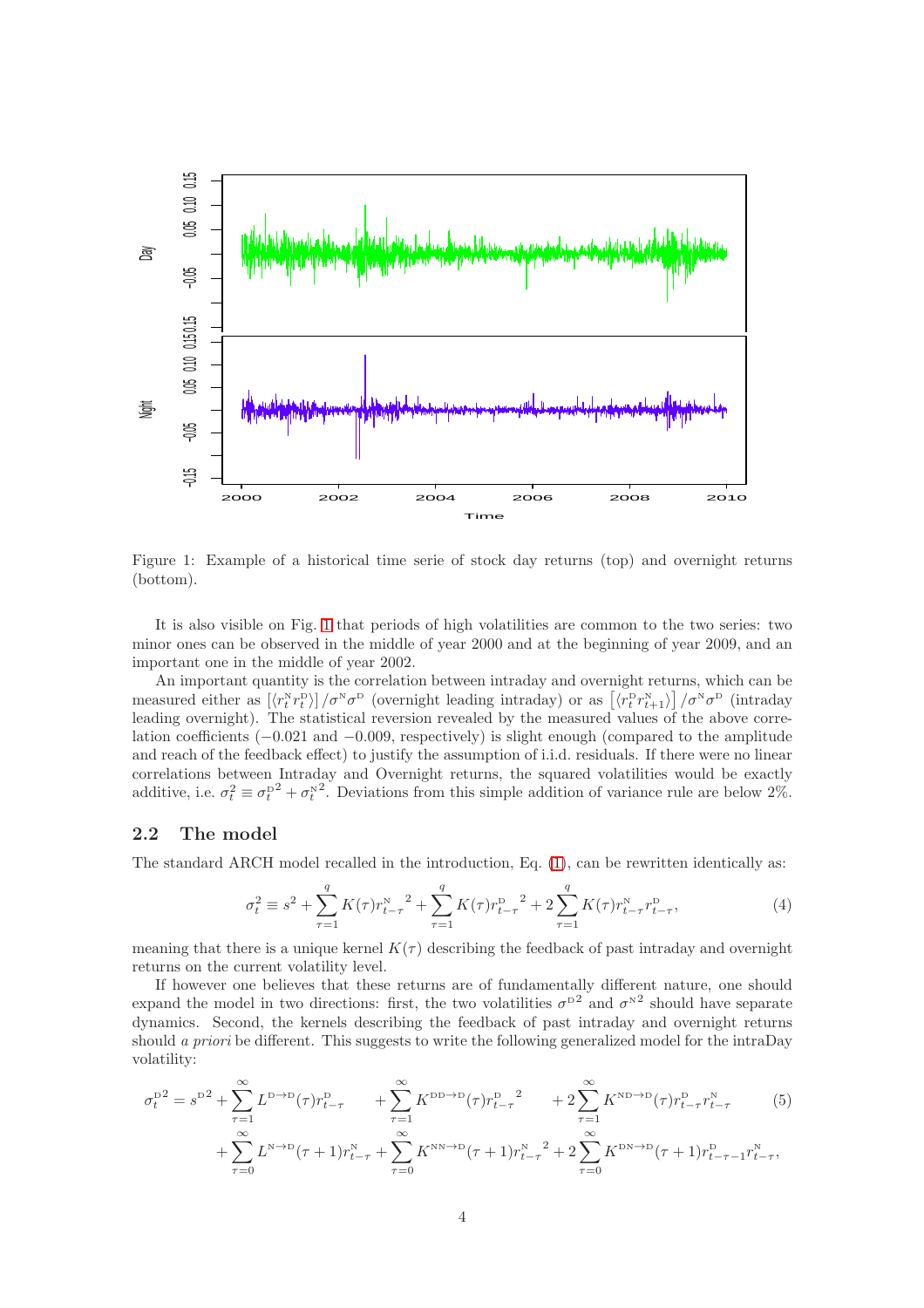Figure 1: Example of a historical time serie of stock day returns (top) and overnight returns (bottom).

It is also visible on Fig. 1 that periods of high volatilities are common to the two series: two minor ones can be observed in the middle of year 2000 and at the beginning of year 2009, and an important one in the middle of year 2002.

An important quantity is the correlation between intraday and overnight returns, which can be measured either as $[\langle r_t^{\rm N} r_t^{\rm D}\rangle]/\sigma^{\rm N}\sigma^{\rm D}$ (overnight leading intraday) or as $\left[\langle r_t^{\rm D} r_{t+1}^{\rm N}\rangle\right]/\sigma^{\rm N}\sigma^{\rm D}$ (intraday leading overnight). The statistical reversion revealed by the measured values of the above correlation coefficients ($-0.021$ and $-0.009$, respectively) is slight enough (compared to the amplitude and reach of the feedback effect) to justify the assumption of i.i.d. residuals. If there were no linear correlations between Intraday and Overnight returns, the squared volatilities would be exactly additive, i.e. $\sigma_t^2 \equiv {\sigma_t^{\rm D}}^2 + {\sigma_t^{\rm N}}^2$. Deviations from this simple addition of variance rule are below 2%.

### 2.2 The model

The standard ARCH model recalled in the introduction, Eq. (1), can be rewritten identically as:

$$\sigma_t^2 \equiv s^2 + \sum_{\tau=1}^{q} K(\tau) {r_{t-\tau}^{\rm N}}^2 + \sum_{\tau=1}^{q} K(\tau) {r_{t-\tau}^{\rm D}}^2 + 2\sum_{\tau=1}^{q} K(\tau) r_{t-\tau}^{\rm N} r_{t-\tau}^{\rm D}, \tag{4}$$

meaning that there is a unique kernel $K(\tau)$ describing the feedback of past intraday and overnight returns on the current volatility level.

If however one believes that these returns are of fundamentally different nature, one should expand the model in two directions: first, the two volatilities ${\sigma^{\rm D}}^2$ and ${\sigma^{\rm N}}^2$ should have separate dynamics. Second, the kernels describing the feedback of past intraday and overnight returns should *a priori* be different. This suggests to write the following generalized model for the intraDay volatility:

$$\begin{aligned}
{\sigma_t^{\rm D}}^2 = {s^{\rm D}}^2 &+ \sum_{\tau=1}^{\infty} L^{\rm D\to D}(\tau) r_{t-\tau}^{\rm D} \quad + \sum_{\tau=1}^{\infty} K^{\rm DD\to D}(\tau) {r_{t-\tau}^{\rm D}}^2 \quad + 2\sum_{\tau=1}^{\infty} K^{\rm ND\to D}(\tau) r_{t-\tau}^{\rm D} r_{t-\tau}^{\rm N} \\
&+ \sum_{\tau=0}^{\infty} L^{\rm N\to D}(\tau+1) r_{t-\tau}^{\rm N} + \sum_{\tau=0}^{\infty} K^{\rm NN\to D}(\tau+1) {r_{t-\tau}^{\rm N}}^2 + 2\sum_{\tau=0}^{\infty} K^{\rm DN\to D}(\tau+1) r_{t-\tau-1}^{\rm D} r_{t-\tau}^{\rm N},
\end{aligned} \tag{5}$$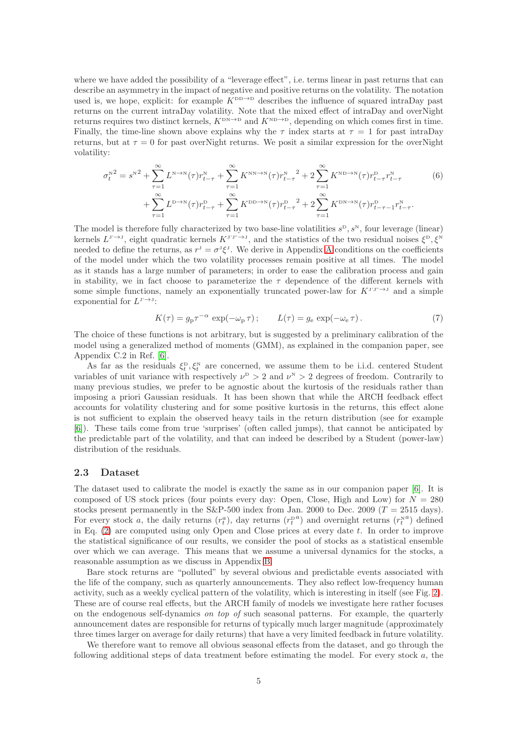where we have added the possibility of a "leverage effect", i.e. terms linear in past returns that can describe an asymmetry in the impact of negative and positive returns on the volatility. The notation used is, we hope, explicit: for example $K^{\mathrm{DD}\to\mathrm{D}}$ describes the influence of squared intraDay past returns on the current intraDay volatility. Note that the mixed effect of intraDay and overNight returns requires two distinct kernels, $K^{\mathrm{DN}\to\mathrm{D}}$ and $K^{\mathrm{ND}\to\mathrm{D}}$, depending on which comes first in time. Finally, the time-line shown above explains why the $\tau$ index starts at $\tau = 1$ for past intraDay returns, but at $\tau = 0$ for past overNight returns. We posit a similar expression for the overNight volatility:

$$
\begin{aligned}
{\sigma_t^{\mathrm{N}}}^2 = {s^{\mathrm{N}}}^2 &+ \sum_{\tau=1}^{\infty} L^{\mathrm{N}\to\mathrm{N}}(\tau) r_{t-\tau}^{\mathrm{N}} + \sum_{\tau=1}^{\infty} K^{\mathrm{NN}\to\mathrm{N}}(\tau) {r_{t-\tau}^{\mathrm{N}}}^2 + 2\sum_{\tau=1}^{\infty} K^{\mathrm{ND}\to\mathrm{N}}(\tau) r_{t-\tau}^{\mathrm{D}} r_{t-\tau}^{\mathrm{N}} \\
&+ \sum_{\tau=1}^{\infty} L^{\mathrm{D}\to\mathrm{N}}(\tau) r_{t-\tau}^{\mathrm{D}} + \sum_{\tau=1}^{\infty} K^{\mathrm{DD}\to\mathrm{N}}(\tau) {r_{t-\tau}^{\mathrm{D}}}^2 + 2\sum_{\tau=1}^{\infty} K^{\mathrm{DN}\to\mathrm{N}}(\tau) r_{t-\tau-1}^{\mathrm{D}} r_{t-\tau}^{\mathrm{N}}.
\end{aligned}
\tag{6}
$$

The model is therefore fully characterized by two base-line volatilities $s^{\mathrm{D}}, s^{\mathrm{N}}$, four leverage (linear) kernels $L^{\mathrm{J'}\to\mathrm{J}}$, eight quadratic kernels $K^{\mathrm{J'J''}\to\mathrm{J}}$, and the statistics of the two residual noises $\xi^{\mathrm{D}}, \xi^{\mathrm{N}}$ needed to define the returns, as $r^{\mathrm{J}} = \sigma^{\mathrm{J}}\xi^{\mathrm{J}}$. We derive in Appendix A conditions on the coefficients of the model under which the two volatility processes remain positive at all times. The model as it stands has a large number of parameters; in order to ease the calibration process and gain in stability, we in fact choose to parameterize the $\tau$ dependence of the different kernels with some simple functions, namely an exponentially truncated power-law for $K^{\mathrm{J'J''}\to\mathrm{J}}$ and a simple exponential for $L^{\mathrm{J'}\to\mathrm{J}}$:

$$
K(\tau) = g_{\mathrm{p}} \tau^{-\alpha} \exp(-\omega_{\mathrm{p}}\,\tau)\,; \qquad L(\tau) = g_{\mathrm{e}} \exp(-\omega_{\mathrm{e}}\,\tau)\,. \tag{7}
$$

The choice of these functions is not arbitrary, but is suggested by a preliminary calibration of the model using a generalized method of moments (GMM), as explained in the companion paper, see Appendix C.2 in Ref. [6].

As far as the residuals $\xi_t^{\mathrm{D}}, \xi_t^{\mathrm{N}}$ are concerned, we assume them to be i.i.d. centered Student variables of unit variance with respectively $\nu^{\mathrm{D}} > 2$ and $\nu^{\mathrm{N}} > 2$ degrees of freedom. Contrarily to many previous studies, we prefer to be agnostic about the kurtosis of the residuals rather than imposing a priori Gaussian residuals. It has been shown that while the ARCH feedback effect accounts for volatility clustering and for some positive kurtosis in the returns, this effect alone is not sufficient to explain the observed heavy tails in the return distribution (see for example [6]). These tails come from true 'surprises' (often called jumps), that cannot be anticipated by the predictable part of the volatility, and that can indeed be described by a Student (power-law) distribution of the residuals.

### 2.3 Dataset

The dataset used to calibrate the model is exactly the same as in our companion paper [6]. It is composed of US stock prices (four points every day: Open, Close, High and Low) for $N = 280$ stocks present permanently in the S&P-500 index from Jan. 2000 to Dec. 2009 ($T = 2515$ days). For every stock $a$, the daily returns ($r_t^a$), day returns (${r_t^{\mathrm{D}}}^a$) and overnight returns (${r_t^{\mathrm{N}}}^a$) defined in Eq. (2) are computed using only Open and Close prices at every date $t$. In order to improve the statistical significance of our results, we consider the pool of stocks as a statistical ensemble over which we can average. This means that we assume a universal dynamics for the stocks, a reasonable assumption as we discuss in Appendix B.

Bare stock returns are "polluted" by several obvious and predictable events associated with the life of the company, such as quarterly announcements. They also reflect low-frequency human activity, such as a weekly cyclical pattern of the volatility, which is interesting in itself (see Fig. 2). These are of course real effects, but the ARCH family of models we investigate here rather focuses on the endogenous self-dynamics *on top of* such seasonal patterns. For example, the quarterly announcement dates are responsible for returns of typically much larger magnitude (approximately three times larger on average for daily returns) that have a very limited feedback in future volatility.

We therefore want to remove all obvious seasonal effects from the dataset, and go through the following additional steps of data treatment before estimating the model. For every stock $a$, the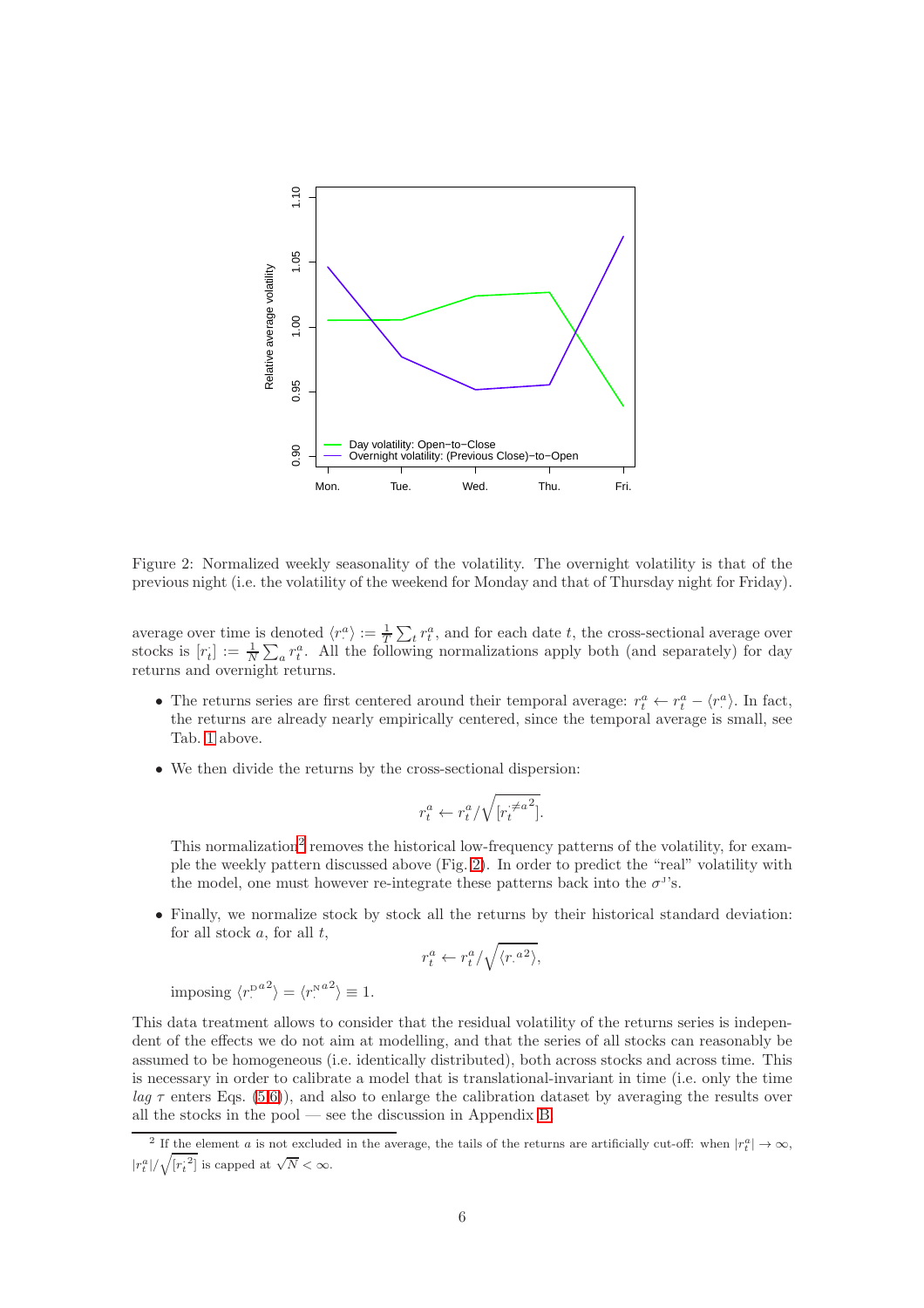Figure 2: Normalized weekly seasonality of the volatility. The overnight volatility is that of the previous night (i.e. the volatility of the weekend for Monday and that of Thursday night for Friday).

average over time is denoted $\langle r^a_\cdot \rangle := \frac{1}{T}\sum_t r^a_t$, and for each date $t$, the cross-sectional average over stocks is $[r^\cdot_t] := \frac{1}{N}\sum_a r^a_t$. All the following normalizations apply both (and separately) for day returns and overnight returns.

- The returns series are first centered around their temporal average: $r^a_t \leftarrow r^a_t - \langle r^a_\cdot \rangle$. In fact, the returns are already nearly empirically centered, since the temporal average is small, see Tab. 1 above.

- We then divide the returns by the cross-sectional dispersion:

$$r^a_t \leftarrow r^a_t / \sqrt{[r_t^{\cdot \neq a\,2}]}.$$

  This normalization[2] removes the historical low-frequency patterns of the volatility, for example the weekly pattern discussed above (Fig. 2). In order to predict the "real" volatility with the model, one must however re-integrate these patterns back into the $\sigma^{\text{J}}$'s.

- Finally, we normalize stock by stock all the returns by their historical standard deviation: for all stock $a$, for all $t$,

$$r^a_t \leftarrow r^a_t / \sqrt{\langle r_\cdot^{a\,2} \rangle},$$

  imposing $\langle r_\cdot^{\text{D}\,a\,2} \rangle = \langle r_\cdot^{\text{N}\,a\,2} \rangle \equiv 1$.

This data treatment allows to consider that the residual volatility of the returns series is independent of the effects we do not aim at modelling, and that the series of all stocks can reasonably be assumed to be homogeneous (i.e. identically distributed), both across stocks and across time. This is necessary in order to calibrate a model that is translational-invariant in time (i.e. only the time *lag* $\tau$ enters Eqs. (5,6)), and also to enlarge the calibration dataset by averaging the results over all the stocks in the pool — see the discussion in Appendix B.

[2] If the element $a$ is not excluded in the average, the tails of the returns are artificially cut-off: when $|r^a_t| \to \infty$, $|r^a_t|/\sqrt{[r_t^{\cdot\,2}]}$ is capped at $\sqrt{N} < \infty$.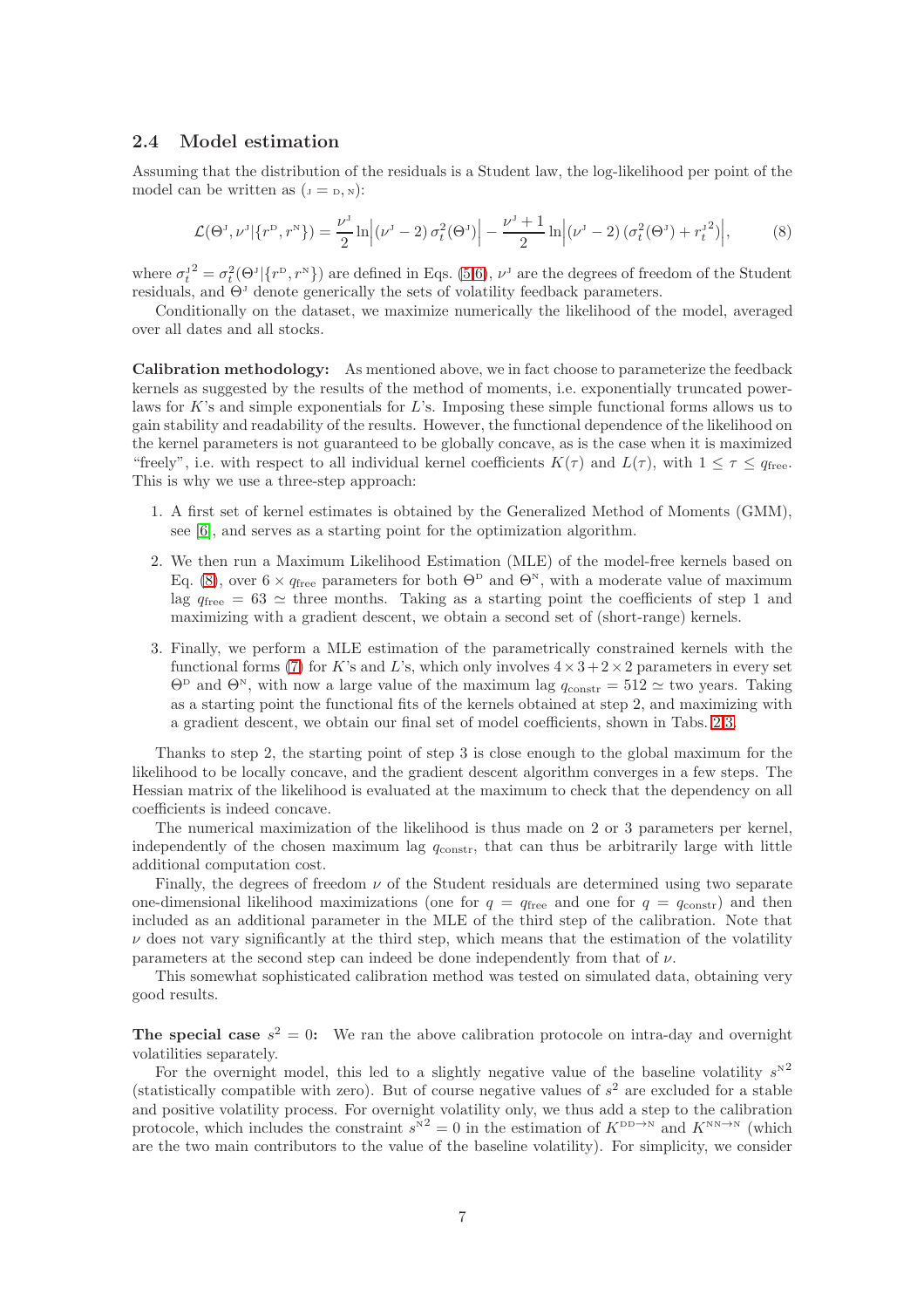### 2.4 Model estimation

Assuming that the distribution of the residuals is a Student law, the log-likelihood per point of the model can be written as ($\text{J} = \text{D}, \text{N}$):

$$\mathcal{L}(\Theta^{\text{J}}, \nu^{\text{J}} | \{r^{\text{D}}, r^{\text{N}}\}) = \frac{\nu^{\text{J}}}{2} \ln\left| (\nu^{\text{J}} - 2)\, \sigma_t^2(\Theta^{\text{J}}) \right| - \frac{\nu^{\text{J}} + 1}{2} \ln\left| (\nu^{\text{J}} - 2)\, (\sigma_t^2(\Theta^{\text{J}}) + r_t^{\text{J}\,2}) \right|, \tag{8}$$

where $\sigma_t^{\text{J}\,2} = \sigma_t^2(\Theta^{\text{J}} | \{r^{\text{D}}, r^{\text{N}}\})$ are defined in Eqs. (5,6), $\nu^{\text{J}}$ are the degrees of freedom of the Student residuals, and $\Theta^{\text{J}}$ denote generically the sets of volatility feedback parameters.

Conditionally on the dataset, we maximize numerically the likelihood of the model, averaged over all dates and all stocks.

**Calibration methodology:** As mentioned above, we in fact choose to parameterize the feedback kernels as suggested by the results of the method of moments, i.e. exponentially truncated power-laws for $K$'s and simple exponentials for $L$'s. Imposing these simple functional forms allows us to gain stability and readability of the results. However, the functional dependence of the likelihood on the kernel parameters is not guaranteed to be globally concave, as is the case when it is maximized "freely", i.e. with respect to all individual kernel coefficients $K(\tau)$ and $L(\tau)$, with $1 \leq \tau \leq q_{\text{free}}$. This is why we use a three-step approach:

1. A first set of kernel estimates is obtained by the Generalized Method of Moments (GMM), see [6], and serves as a starting point for the optimization algorithm.
2. We then run a Maximum Likelihood Estimation (MLE) of the model-free kernels based on Eq. (8), over $6 \times q_{\text{free}}$ parameters for both $\Theta^{\text{D}}$ and $\Theta^{\text{N}}$, with a moderate value of maximum lag $q_{\text{free}} = 63 \simeq$ three months. Taking as a starting point the coefficients of step 1 and maximizing with a gradient descent, we obtain a second set of (short-range) kernels.
3. Finally, we perform a MLE estimation of the parametrically constrained kernels with the functional forms (7) for $K$'s and $L$'s, which only involves $4 \times 3 + 2 \times 2$ parameters in every set $\Theta^{\text{D}}$ and $\Theta^{\text{N}}$, with now a large value of the maximum lag $q_{\text{constr}} = 512 \simeq$ two years. Taking as a starting point the functional fits of the kernels obtained at step 2, and maximizing with a gradient descent, we obtain our final set of model coefficients, shown in Tabs. 2,3.

Thanks to step 2, the starting point of step 3 is close enough to the global maximum for the likelihood to be locally concave, and the gradient descent algorithm converges in a few steps. The Hessian matrix of the likelihood is evaluated at the maximum to check that the dependency on all coefficients is indeed concave.

The numerical maximization of the likelihood is thus made on 2 or 3 parameters per kernel, independently of the chosen maximum lag $q_{\text{constr}}$, that can thus be arbitrarily large with little additional computation cost.

Finally, the degrees of freedom $\nu$ of the Student residuals are determined using two separate one-dimensional likelihood maximizations (one for $q = q_{\text{free}}$ and one for $q = q_{\text{constr}}$) and then included as an additional parameter in the MLE of the third step of the calibration. Note that $\nu$ does not vary significantly at the third step, which means that the estimation of the volatility parameters at the second step can indeed be done independently from that of $\nu$.

This somewhat sophisticated calibration method was tested on simulated data, obtaining very good results.

**The special case $s^2 = 0$:** We ran the above calibration protocole on intra-day and overnight volatilities separately.

For the overnight model, this led to a slightly negative value of the baseline volatility $s^{\text{N}\,2}$ (statistically compatible with zero). But of course negative values of $s^2$ are excluded for a stable and positive volatility process. For overnight volatility only, we thus add a step to the calibration protocole, which includes the constraint $s^{\text{N}\,2} = 0$ in the estimation of $K^{\text{DD}\to\text{N}}$ and $K^{\text{NN}\to\text{N}}$ (which are the two main contributors to the value of the baseline volatility). For simplicity, we consider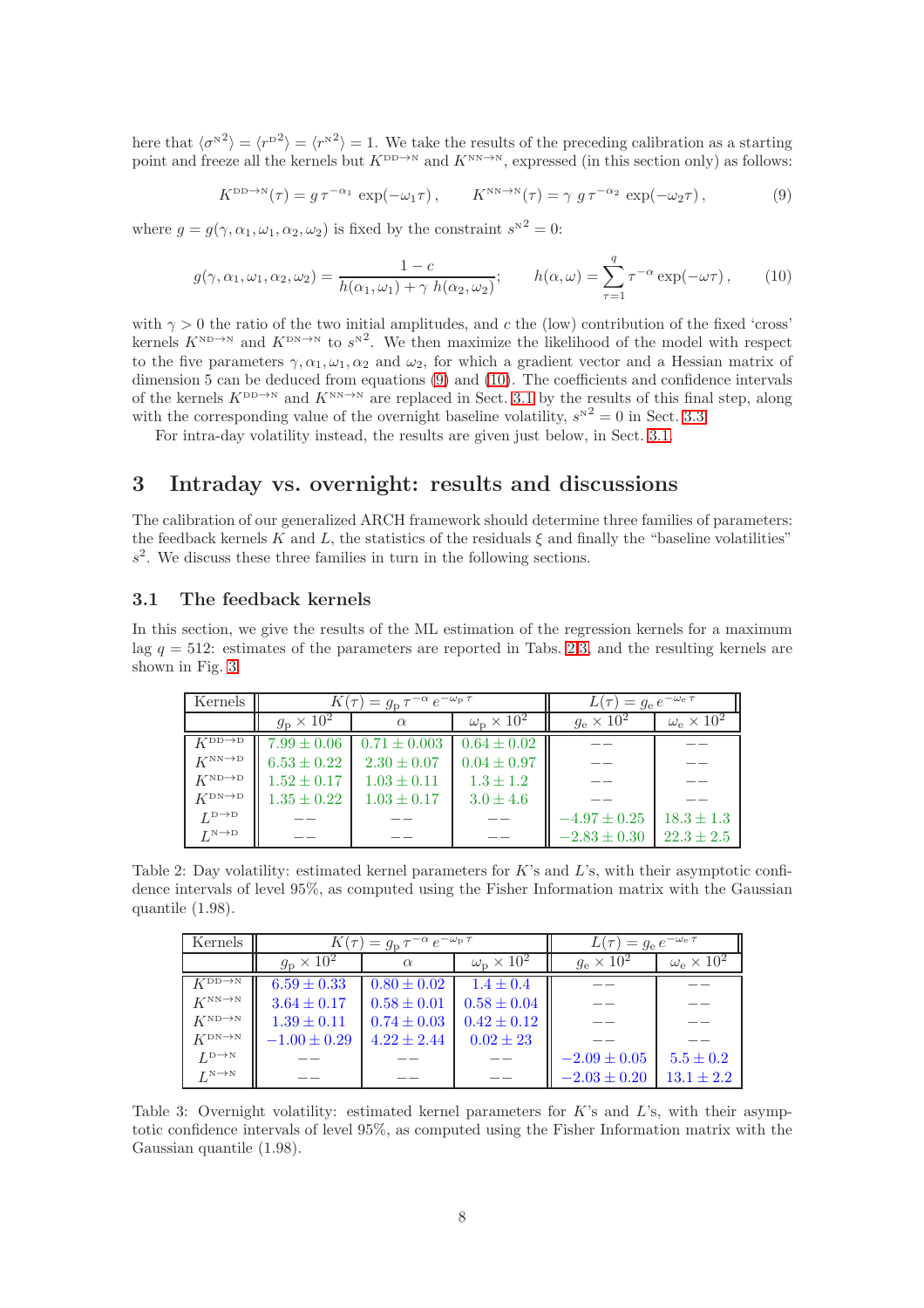here that $\langle \sigma^{\text{N}2} \rangle = \langle r^{\text{D}2} \rangle = \langle r^{\text{N}2} \rangle = 1$. We take the results of the preceding calibration as a starting point and freeze all the kernels but $K^{\text{DD}\to\text{N}}$ and $K^{\text{NN}\to\text{N}}$, expressed (in this section only) as follows:

$$K^{\text{DD}\to\text{N}}(\tau) = g\,\tau^{-\alpha_1}\,\exp(-\omega_1\tau)\,, \qquad K^{\text{NN}\to\text{N}}(\tau) = \gamma\; g\,\tau^{-\alpha_2}\,\exp(-\omega_2\tau)\,, \tag{9}$$

where $g = g(\gamma, \alpha_1, \omega_1, \alpha_2, \omega_2)$ is fixed by the constraint $s^{\text{N}2} = 0$:

$$g(\gamma, \alpha_1, \omega_1, \alpha_2, \omega_2) = \frac{1-c}{h(\alpha_1, \omega_1) + \gamma\; h(\alpha_2, \omega_2)}; \qquad h(\alpha, \omega) = \sum_{\tau=1}^{q} \tau^{-\alpha}\exp(-\omega\tau)\,, \tag{10}$$

with $\gamma > 0$ the ratio of the two initial amplitudes, and $c$ the (low) contribution of the fixed 'cross' kernels $K^{\text{ND}\to\text{N}}$ and $K^{\text{DN}\to\text{N}}$ to $s^{\text{N}2}$. We then maximize the likelihood of the model with respect to the five parameters $\gamma, \alpha_1, \omega_1, \alpha_2$ and $\omega_2$, for which a gradient vector and a Hessian matrix of dimension 5 can be deduced from equations (9) and (10). The coefficients and confidence intervals of the kernels $K^{\text{DD}\to\text{N}}$ and $K^{\text{NN}\to\text{N}}$ are replaced in Sect. 3.1 by the results of this final step, along with the corresponding value of the overnight baseline volatility, $s^{\text{N}2} = 0$ in Sect. 3.3.

For intra-day volatility instead, the results are given just below, in Sect. 3.1.

## 3 Intraday vs. overnight: results and discussions

The calibration of our generalized ARCH framework should determine three families of parameters: the feedback kernels $K$ and $L$, the statistics of the residuals $\xi$ and finally the "baseline volatilities" $s^2$. We discuss these three families in turn in the following sections.

### 3.1 The feedback kernels

In this section, we give the results of the ML estimation of the regression kernels for a maximum lag $q = 512$: estimates of the parameters are reported in Tabs. 2,3, and the resulting kernels are shown in Fig. 3.

| Kernels | $K(\tau) = g_{\text{p}}\,\tau^{-\alpha}\,e^{-\omega_{\text{p}}\,\tau}$ | | | $L(\tau) = g_{\text{e}}\,e^{-\omega_{\text{e}}\,\tau}$ | |
|---|---|---|---|---|---|
| | $g_{\text{p}} \times 10^2$ | $\alpha$ | $\omega_{\text{p}} \times 10^2$ | $g_{\text{e}} \times 10^2$ | $\omega_{\text{e}} \times 10^2$ |
| $K^{\text{DD}\to\text{D}}$ | $7.99 \pm 0.06$ | $0.71 \pm 0.003$ | $0.64 \pm 0.02$ | $--$ | $--$ |
| $K^{\text{NN}\to\text{D}}$ | $6.53 \pm 0.22$ | $2.30 \pm 0.07$ | $0.04 \pm 0.97$ | $--$ | $--$ |
| $K^{\text{ND}\to\text{D}}$ | $1.52 \pm 0.17$ | $1.03 \pm 0.11$ | $1.3 \pm 1.2$ | $--$ | $--$ |
| $K^{\text{DN}\to\text{D}}$ | $1.35 \pm 0.22$ | $1.03 \pm 0.17$ | $3.0 \pm 4.6$ | $--$ | $--$ |
| $L^{\text{D}\to\text{D}}$ | $--$ | $--$ | $--$ | $-4.97 \pm 0.25$ | $18.3 \pm 1.3$ |
| $L^{\text{N}\to\text{D}}$ | $--$ | $--$ | $--$ | $-2.83 \pm 0.30$ | $22.3 \pm 2.5$ |

Table 2: Day volatility: estimated kernel parameters for $K$'s and $L$'s, with their asymptotic confidence intervals of level 95%, as computed using the Fisher Information matrix with the Gaussian quantile (1.98).

| Kernels | $K(\tau) = g_{\text{p}}\,\tau^{-\alpha}\,e^{-\omega_{\text{p}}\,\tau}$ | | | $L(\tau) = g_{\text{e}}\,e^{-\omega_{\text{e}}\,\tau}$ | |
|---|---|---|---|---|---|
| | $g_{\text{p}} \times 10^2$ | $\alpha$ | $\omega_{\text{p}} \times 10^2$ | $g_{\text{e}} \times 10^2$ | $\omega_{\text{e}} \times 10^2$ |
| $K^{\text{DD}\to\text{N}}$ | $6.59 \pm 0.33$ | $0.80 \pm 0.02$ | $1.4 \pm 0.4$ | $--$ | $--$ |
| $K^{\text{NN}\to\text{N}}$ | $3.64 \pm 0.17$ | $0.58 \pm 0.01$ | $0.58 \pm 0.04$ | $--$ | $--$ |
| $K^{\text{ND}\to\text{N}}$ | $1.39 \pm 0.11$ | $0.74 \pm 0.03$ | $0.42 \pm 0.12$ | $--$ | $--$ |
| $K^{\text{DN}\to\text{N}}$ | $-1.00 \pm 0.29$ | $4.22 \pm 2.44$ | $0.02 \pm 23$ | $--$ | $--$ |
| $L^{\text{D}\to\text{N}}$ | $--$ | $--$ | $--$ | $-2.09 \pm 0.05$ | $5.5 \pm 0.2$ |
| $L^{\text{N}\to\text{N}}$ | $--$ | $--$ | $--$ | $-2.03 \pm 0.20$ | $13.1 \pm 2.2$ |

Table 3: Overnight volatility: estimated kernel parameters for $K$'s and $L$'s, with their asymptotic confidence intervals of level 95%, as computed using the Fisher Information matrix with the Gaussian quantile (1.98).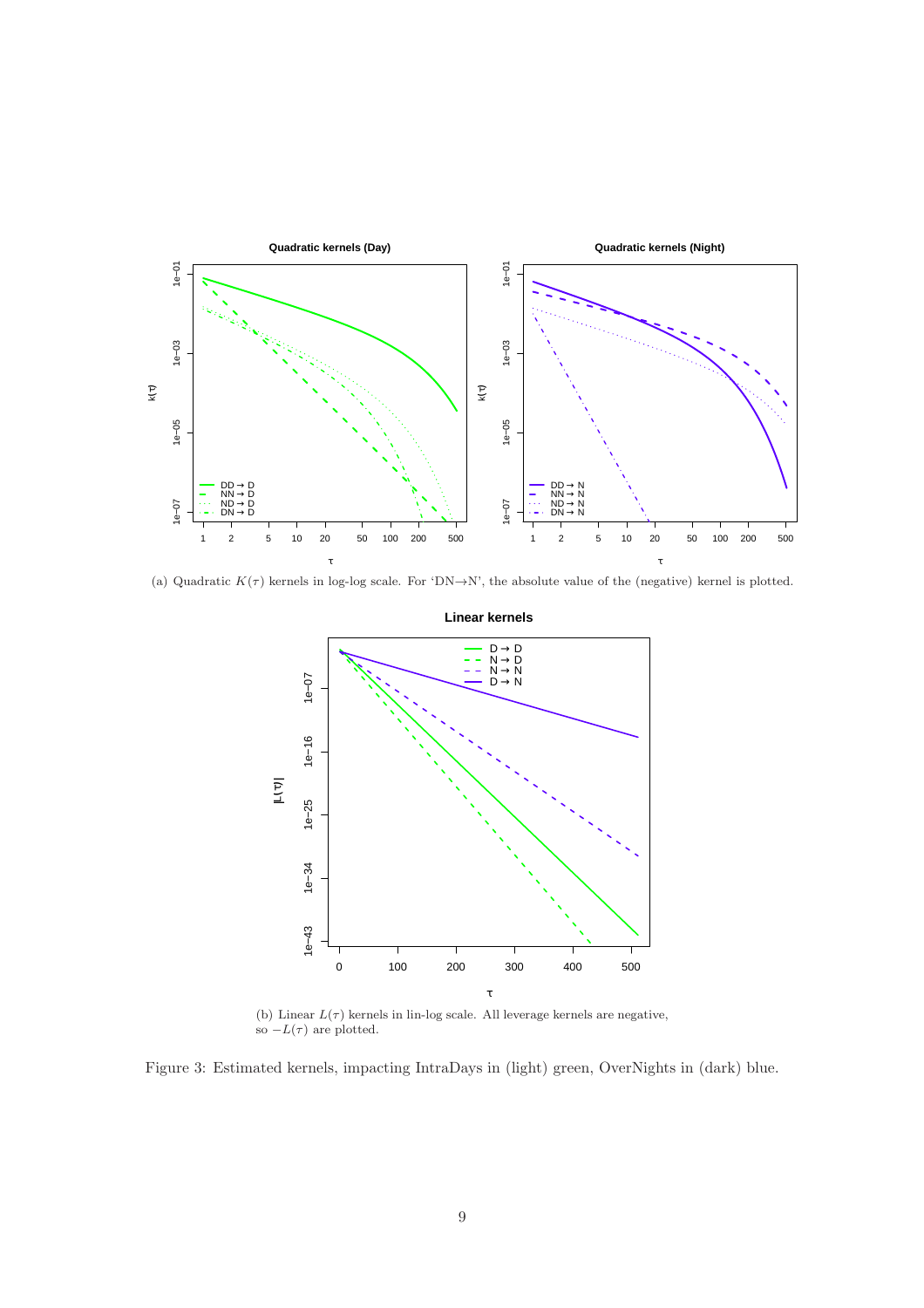(a) Quadratic $K(\tau)$ kernels in log-log scale. For 'DN→N', the absolute value of the (negative) kernel is plotted.

(b) Linear $L(\tau)$ kernels in lin-log scale. All leverage kernels are negative, so $-L(\tau)$ are plotted.

Figure 3: Estimated kernels, impacting IntraDays in (light) green, OverNights in (dark) blue.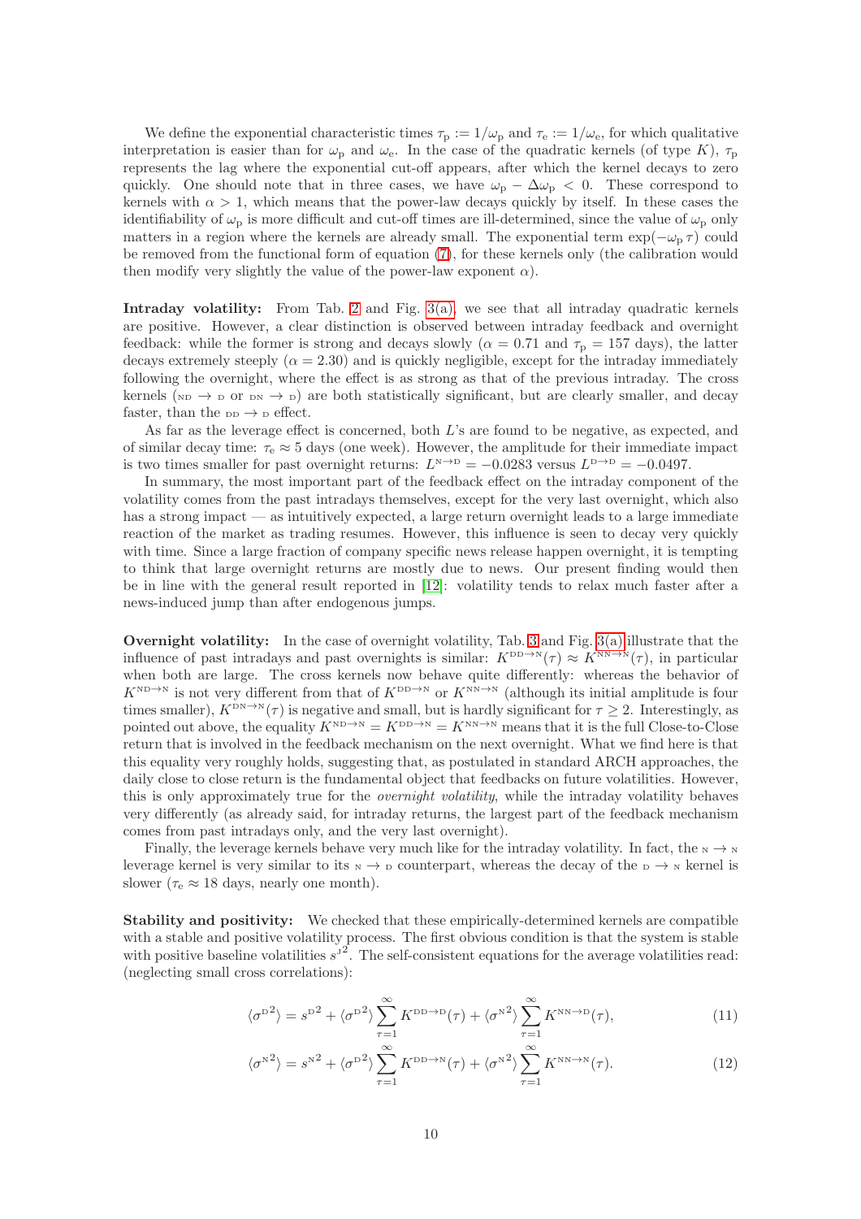We define the exponential characteristic times $\tau_\mathrm{p} := 1/\omega_\mathrm{p}$ and $\tau_\mathrm{e} := 1/\omega_\mathrm{e}$, for which qualitative interpretation is easier than for $\omega_\mathrm{p}$ and $\omega_\mathrm{e}$. In the case of the quadratic kernels (of type $K$), $\tau_\mathrm{p}$ represents the lag where the exponential cut-off appears, after which the kernel decays to zero quickly. One should note that in three cases, we have $\omega_\mathrm{p} - \Delta\omega_\mathrm{p} < 0$. These correspond to kernels with $\alpha > 1$, which means that the power-law decays quickly by itself. In these cases the identifiability of $\omega_\mathrm{p}$ is more difficult and cut-off times are ill-determined, since the value of $\omega_\mathrm{p}$ only matters in a region where the kernels are already small. The exponential term $\exp(-\omega_\mathrm{p}\,\tau)$ could be removed from the functional form of equation (7), for these kernels only (the calibration would then modify very slightly the value of the power-law exponent $\alpha$).

**Intraday volatility:** From Tab. 2 and Fig. 3(a), we see that all intraday quadratic kernels are positive. However, a clear distinction is observed between intraday feedback and overnight feedback: while the former is strong and decays slowly ($\alpha = 0.71$ and $\tau_\mathrm{p} = 157$ days), the latter decays extremely steeply ($\alpha = 2.30$) and is quickly negligible, except for the intraday immediately following the overnight, where the effect is as strong as that of the previous intraday. The cross kernels ($\mathrm{ND} \to \mathrm{D}$ or $\mathrm{DN} \to \mathrm{D}$) are both statistically significant, but are clearly smaller, and decay faster, than the $\mathrm{DD} \to \mathrm{D}$ effect.

As far as the leverage effect is concerned, both $L$'s are found to be negative, as expected, and of similar decay time: $\tau_\mathrm{e} \approx 5$ days (one week). However, the amplitude for their immediate impact is two times smaller for past overnight returns: $L^{\mathrm{N}\to\mathrm{D}} = -0.0283$ versus $L^{\mathrm{D}\to\mathrm{D}} = -0.0497$.

In summary, the most important part of the feedback effect on the intraday component of the volatility comes from the past intradays themselves, except for the very last overnight, which also has a strong impact — as intuitively expected, a large return overnight leads to a large immediate reaction of the market as trading resumes. However, this influence is seen to decay very quickly with time. Since a large fraction of company specific news release happen overnight, it is tempting to think that large overnight returns are mostly due to news. Our present finding would then be in line with the general result reported in [12]: volatility tends to relax much faster after a news-induced jump than after endogenous jumps.

**Overnight volatility:** In the case of overnight volatility, Tab. 3 and Fig. 3(a) illustrate that the influence of past intradays and past overnights is similar: $K^{\mathrm{DD}\to\mathrm{N}}(\tau) \approx K^{\mathrm{NN}\to\mathrm{N}}(\tau)$, in particular when both are large. The cross kernels now behave quite differently: whereas the behavior of $K^{\mathrm{ND}\to\mathrm{N}}$ is not very different from that of $K^{\mathrm{DD}\to\mathrm{N}}$ or $K^{\mathrm{NN}\to\mathrm{N}}$ (although its initial amplitude is four times smaller), $K^{\mathrm{DN}\to\mathrm{N}}(\tau)$ is negative and small, but is hardly significant for $\tau \geq 2$. Interestingly, as pointed out above, the equality $K^{\mathrm{ND}\to\mathrm{N}} = K^{\mathrm{DD}\to\mathrm{N}} = K^{\mathrm{NN}\to\mathrm{N}}$ means that it is the full Close-to-Close return that is involved in the feedback mechanism on the next overnight. What we find here is that this equality very roughly holds, suggesting that, as postulated in standard ARCH approaches, the daily close to close return is the fundamental object that feedbacks on future volatilities. However, this is only approximately true for the *overnight volatility*, while the intraday volatility behaves very differently (as already said, for intraday returns, the largest part of the feedback mechanism comes from past intradays only, and the very last overnight).

Finally, the leverage kernels behave very much like for the intraday volatility. In fact, the $\mathrm{N} \to \mathrm{N}$ leverage kernel is very similar to its $\mathrm{N} \to \mathrm{D}$ counterpart, whereas the decay of the $\mathrm{D} \to \mathrm{N}$ kernel is slower ($\tau_\mathrm{e} \approx 18$ days, nearly one month).

**Stability and positivity:** We checked that these empirically-determined kernels are compatible with a stable and positive volatility process. The first obvious condition is that the system is stable with positive baseline volatilities $s^{\mathrm{J}2}$. The self-consistent equations for the average volatilities read: (neglecting small cross correlations):

$$\langle {\sigma^{\mathrm{D}}}^2 \rangle = {s^{\mathrm{D}}}^2 + \langle {\sigma^{\mathrm{D}}}^2 \rangle \sum_{\tau=1}^{\infty} K^{\mathrm{DD}\to\mathrm{D}}(\tau) + \langle {\sigma^{\mathrm{N}}}^2 \rangle \sum_{\tau=1}^{\infty} K^{\mathrm{NN}\to\mathrm{D}}(\tau), \tag{11}$$

$$\langle {\sigma^{\mathrm{N}}}^2 \rangle = {s^{\mathrm{N}}}^2 + \langle {\sigma^{\mathrm{D}}}^2 \rangle \sum_{\tau=1}^{\infty} K^{\mathrm{DD}\to\mathrm{N}}(\tau) + \langle {\sigma^{\mathrm{N}}}^2 \rangle \sum_{\tau=1}^{\infty} K^{\mathrm{NN}\to\mathrm{N}}(\tau). \tag{12}$$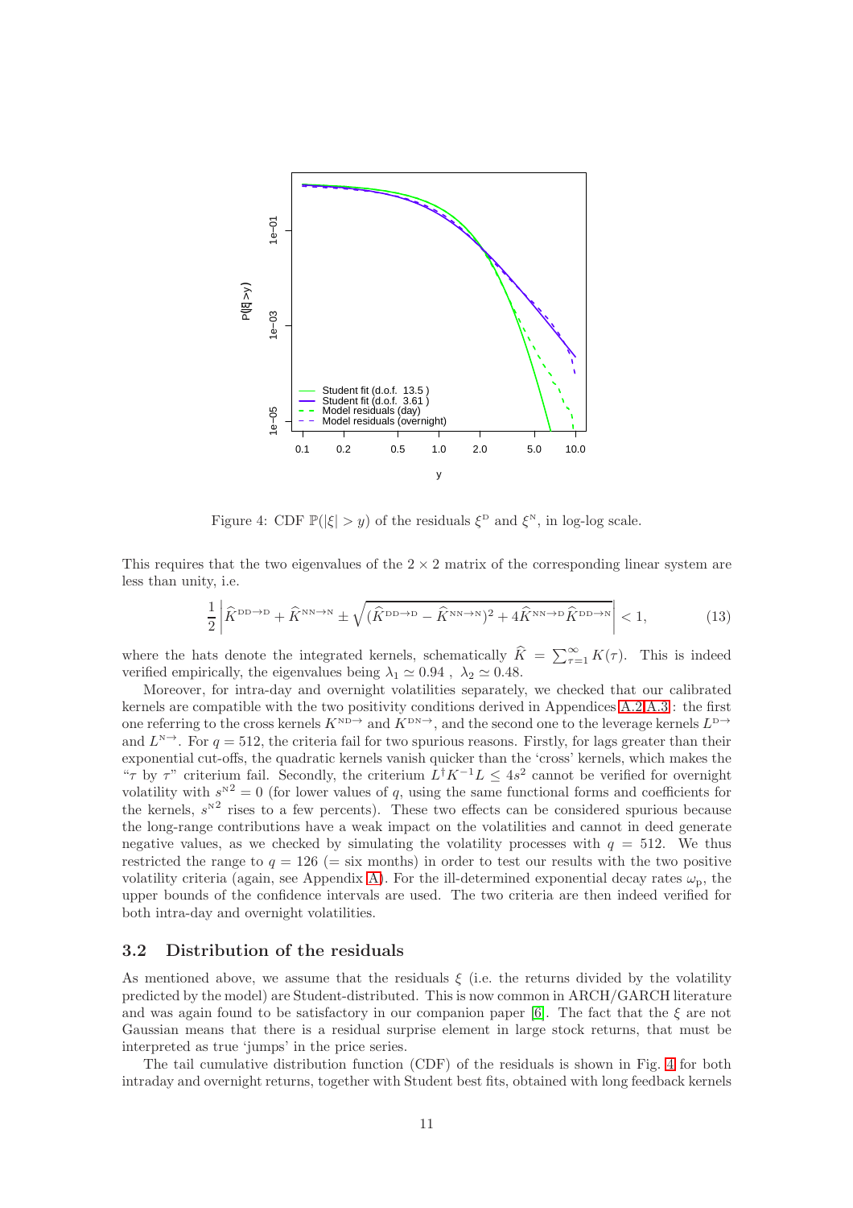Figure 4: CDF $\mathbb{P}(|\xi| > y)$ of the residuals $\xi^{\text{D}}$ and $\xi^{\text{N}}$, in log-log scale.

This requires that the two eigenvalues of the $2 \times 2$ matrix of the corresponding linear system are less than unity, i.e.

$$\frac{1}{2}\left|\widehat{K}^{\text{DD}\to\text{D}} + \widehat{K}^{\text{NN}\to\text{N}} \pm \sqrt{(\widehat{K}^{\text{DD}\to\text{D}} - \widehat{K}^{\text{NN}\to\text{N}})^2 + 4\widehat{K}^{\text{NN}\to\text{D}}\widehat{K}^{\text{DD}\to\text{N}}}\right| < 1, \tag{13}$$

where the hats denote the integrated kernels, schematically $\widehat{K} = \sum_{\tau=1}^{\infty} K(\tau)$. This is indeed verified empirically, the eigenvalues being $\lambda_1 \simeq 0.94$ , $\lambda_2 \simeq 0.48$.

Moreover, for intra-day and overnight volatilities separately, we checked that our calibrated kernels are compatible with the two positivity conditions derived in Appendices A.2,A.3: the first one referring to the cross kernels $K^{\text{ND}\to}$ and $K^{\text{DN}\to}$, and the second one to the leverage kernels $L^{\text{D}\to}$ and $L^{\text{N}\to}$. For $q = 512$, the criteria fail for two spurious reasons. Firstly, for lags greater than their exponential cut-offs, the quadratic kernels vanish quicker than the 'cross' kernels, which makes the "$\tau$ by $\tau$" criterium fail. Secondly, the criterium $L^{\dagger}K^{-1}L \leq 4s^2$ cannot be verified for overnight volatility with $s^{\text{N}2} = 0$ (for lower values of $q$, using the same functional forms and coefficients for the kernels, $s^{\text{N}2}$ rises to a few percents). These two effects can be considered spurious because the long-range contributions have a weak impact on the volatilities and cannot in deed generate negative values, as we checked by simulating the volatility processes with $q = 512$. We thus restricted the range to $q = 126$ (= six months) in order to test our results with the two positive volatility criteria (again, see Appendix A). For the ill-determined exponential decay rates $\omega_{\text{p}}$, the upper bounds of the confidence intervals are used. The two criteria are then indeed verified for both intra-day and overnight volatilities.

### 3.2 Distribution of the residuals

As mentioned above, we assume that the residuals $\xi$ (i.e. the returns divided by the volatility predicted by the model) are Student-distributed. This is now common in ARCH/GARCH literature and was again found to be satisfactory in our companion paper [6]. The fact that the $\xi$ are not Gaussian means that there is a residual surprise element in large stock returns, that must be interpreted as true 'jumps' in the price series.

The tail cumulative distribution function (CDF) of the residuals is shown in Fig. 4 for both intraday and overnight returns, together with Student best fits, obtained with long feedback kernels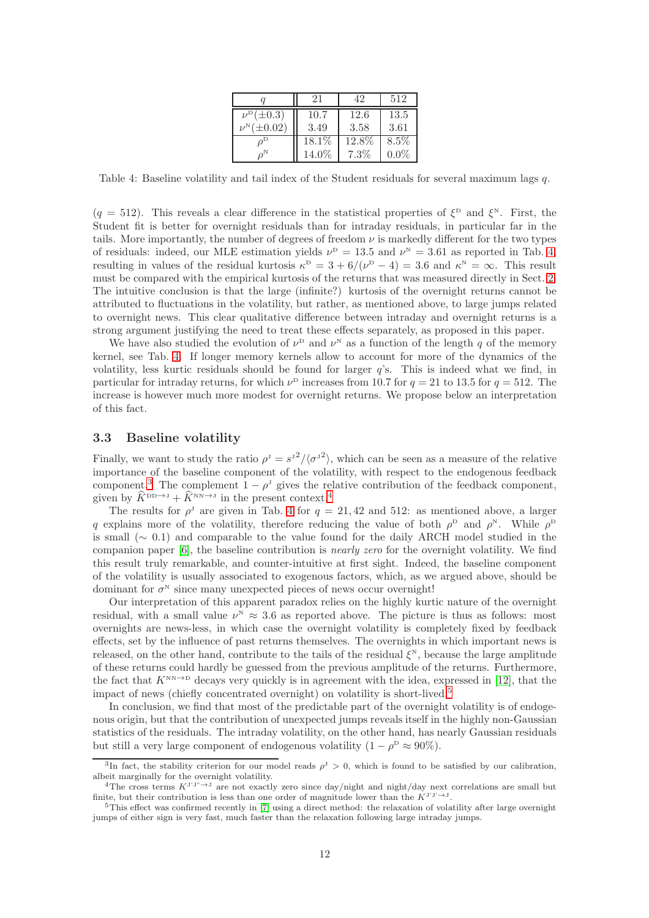| $q$ | 21 | 42 | 512 |
|---|---|---|---|
| $\nu^{\text{D}}(\pm 0.3)$ | 10.7 | 12.6 | 13.5 |
| $\nu^{\text{N}}(\pm 0.02)$ | 3.49 | 3.58 | 3.61 |
| $\rho^{\text{D}}$ | 18.1% | 12.8% | 8.5% |
| $\rho^{\text{N}}$ | 14.0% | 7.3% | 0.0% |

Table 4: Baseline volatility and tail index of the Student residuals for several maximum lags $q$.

($q = 512$). This reveals a clear difference in the statistical properties of $\xi^{\text{D}}$ and $\xi^{\text{N}}$. First, the Student fit is better for overnight residuals than for intraday residuals, in particular far in the tails. More importantly, the number of degrees of freedom $\nu$ is markedly different for the two types of residuals: indeed, our MLE estimation yields $\nu^{\text{D}} = 13.5$ and $\nu^{\text{N}} = 3.61$ as reported in Tab. 4, resulting in values of the residual kurtosis $\kappa^{\text{D}} = 3 + 6/(\nu^{\text{D}} - 4) = 3.6$ and $\kappa^{\text{N}} = \infty$. This result must be compared with the empirical kurtosis of the returns that was measured directly in Sect. 2. The intuitive conclusion is that the large (infinite?) kurtosis of the overnight returns cannot be attributed to fluctuations in the volatility, but rather, as mentioned above, to large jumps related to overnight news. This clear qualitative difference between intraday and overnight returns is a strong argument justifying the need to treat these effects separately, as proposed in this paper.

We have also studied the evolution of $\nu^{\text{D}}$ and $\nu^{\text{N}}$ as a function of the length $q$ of the memory kernel, see Tab. 4. If longer memory kernels allow to account for more of the dynamics of the volatility, less kurtic residuals should be found for larger $q$'s. This is indeed what we find, in particular for intraday returns, for which $\nu^{\text{D}}$ increases from 10.7 for $q = 21$ to 13.5 for $q = 512$. The increase is however much more modest for overnight returns. We propose below an interpretation of this fact.

### 3.3 Baseline volatility

Finally, we want to study the ratio $\rho^{\text{J}} = s^{\text{J}2}/\langle\sigma^{\text{J}2}\rangle$, which can be seen as a measure of the relative importance of the baseline component of the volatility, with respect to the endogenous feedback component.[3] The complement $1 - \rho^{\text{J}}$ gives the relative contribution of the feedback component, given by $\widehat{K}^{\text{DD}\to\text{J}} + \widehat{K}^{\text{NN}\to\text{J}}$ in the present context.[4]

The results for $\rho^{\text{J}}$ are given in Tab. 4 for $q = 21, 42$ and 512: as mentioned above, a larger $q$ explains more of the volatility, therefore reducing the value of both $\rho^{\text{D}}$ and $\rho^{\text{N}}$. While $\rho^{\text{D}}$ is small ($\sim 0.1$) and comparable to the value found for the daily ARCH model studied in the companion paper [6], the baseline contribution is *nearly zero* for the overnight volatility. We find this result truly remarkable, and counter-intuitive at first sight. Indeed, the baseline component of the volatility is usually associated to exogenous factors, which, as we argued above, should be dominant for $\sigma^{\text{N}}$ since many unexpected pieces of news occur overnight!

Our interpretation of this apparent paradox relies on the highly kurtic nature of the overnight residual, with a small value $\nu^{\text{N}} \approx 3.6$ as reported above. The picture is thus as follows: most overnights are news-less, in which case the overnight volatility is completely fixed by feedback effects, set by the influence of past returns themselves. The overnights in which important news is released, on the other hand, contribute to the tails of the residual $\xi^{\text{N}}$, because the large amplitude of these returns could hardly be guessed from the previous amplitude of the returns. Furthermore, the fact that $K^{\text{NN}\to\text{D}}$ decays very quickly is in agreement with the idea, expressed in [12], that the impact of news (chiefly concentrated overnight) on volatility is short-lived.[5]

In conclusion, we find that most of the predictable part of the overnight volatility is of endogenous origin, but that the contribution of unexpected jumps reveals itself in the highly non-Gaussian statistics of the residuals. The intraday volatility, on the other hand, has nearly Gaussian residuals but still a very large component of endogenous volatility ($1 - \rho^{\text{D}} \approx 90\%$).

[3] In fact, the stability criterion for our model reads $\rho^{\text{J}} > 0$, which is found to be satisfied by our calibration, albeit marginally for the overnight volatility.

[4] The cross terms $K^{\text{J}'\text{J}''\to\text{J}}$ are not exactly zero since day/night and night/day next correlations are small but finite, but their contribution is less than one order of magnitude lower than the $K^{\text{J}'\text{J}'\to\text{J}}$.

[5] This effect was confirmed recently in [7] using a direct method: the relaxation of volatility after large overnight jumps of either sign is very fast, much faster than the relaxation following large intraday jumps.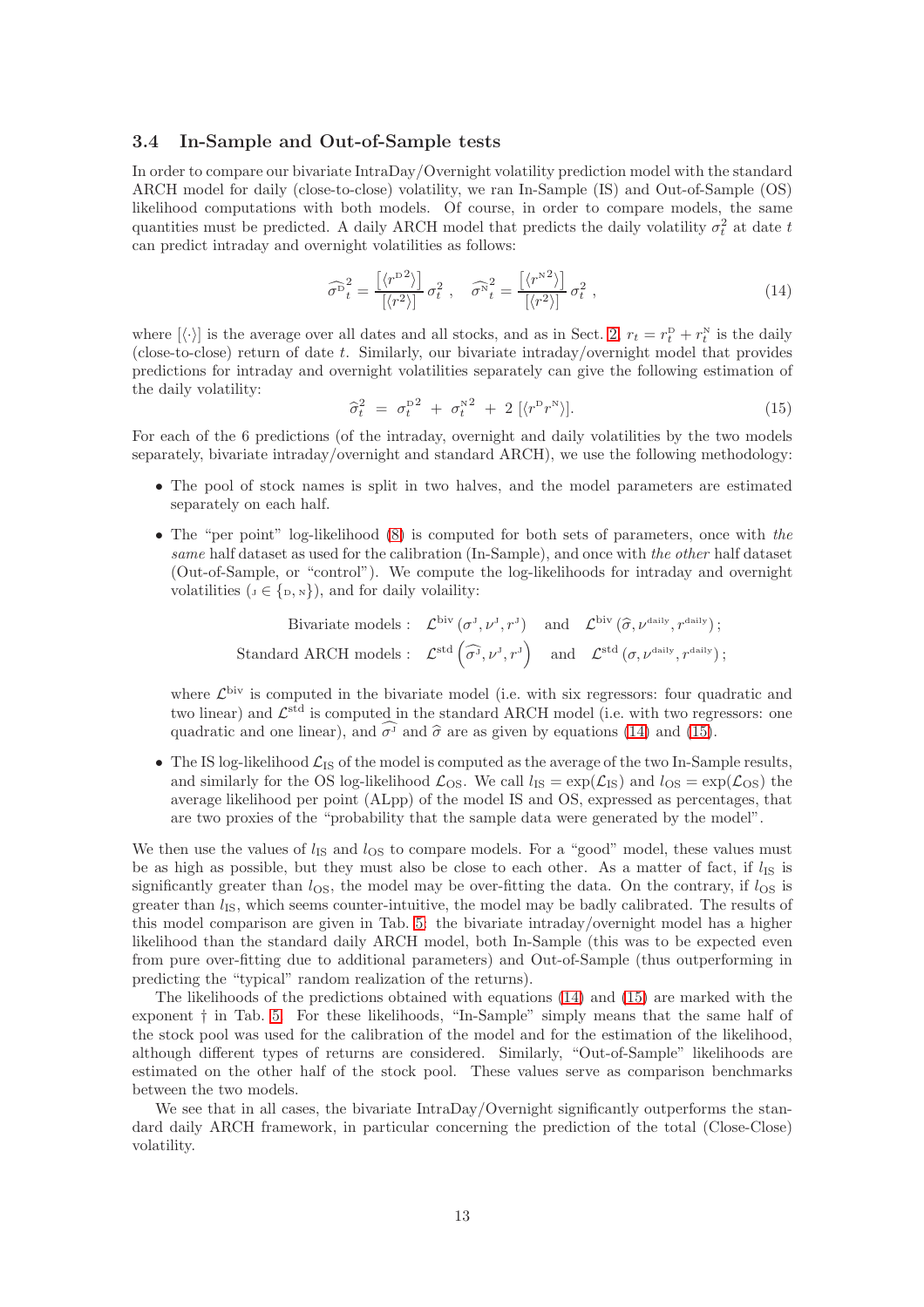### 3.4 In-Sample and Out-of-Sample tests

In order to compare our bivariate IntraDay/Overnight volatility prediction model with the standard ARCH model for daily (close-to-close) volatility, we ran In-Sample (IS) and Out-of-Sample (OS) likelihood computations with both models. Of course, in order to compare models, the same quantities must be predicted. A daily ARCH model that predicts the daily volatility $\sigma_t^2$ at date $t$ can predict intraday and overnight volatilities as follows:

$$\widehat{\sigma^{\mathrm{D}}}_t^2 = \frac{\left[\langle r^{\mathrm{D}2}\rangle\right]}{\left[\langle r^2\rangle\right]}\,\sigma_t^2\ , \quad \widehat{\sigma^{\mathrm{N}}}_t^2 = \frac{\left[\langle r^{\mathrm{N}2}\rangle\right]}{\left[\langle r^2\rangle\right]}\,\sigma_t^2\ , \tag{14}$$

where $[\langle\cdot\rangle]$ is the average over all dates and all stocks, and as in Sect. 2, $r_t = r_t^{\mathrm{D}} + r_t^{\mathrm{N}}$ is the daily (close-to-close) return of date $t$. Similarly, our bivariate intraday/overnight model that provides predictions for intraday and overnight volatilities separately can give the following estimation of the daily volatility:

$$\widehat{\sigma}_t^2 \;=\; \sigma_t^{\mathrm{D}\,2} \;+\; \sigma_t^{\mathrm{N}\,2} \;+\; 2\,[\langle r^{\mathrm{D}} r^{\mathrm{N}}\rangle]. \tag{15}$$

For each of the 6 predictions (of the intraday, overnight and daily volatilities by the two models separately, bivariate intraday/overnight and standard ARCH), we use the following methodology:

- The pool of stock names is split in two halves, and the model parameters are estimated separately on each half.
- The "per point" log-likelihood (8) is computed for both sets of parameters, once with *the same* half dataset as used for the calibration (In-Sample), and once with *the other* half dataset (Out-of-Sample, or "control"). We compute the log-likelihoods for intraday and overnight volatilities ($\mathrm{J} \in \{\mathrm{D}, \mathrm{N}\}$), and for daily volaility:

$$\text{Bivariate models}: \quad \mathcal{L}^{\mathrm{biv}}\left(\sigma^{\mathrm{J}}, \nu^{\mathrm{J}}, r^{\mathrm{J}}\right) \quad \text{and} \quad \mathcal{L}^{\mathrm{biv}}\left(\widehat{\sigma}, \nu^{\mathrm{daily}}, r^{\mathrm{daily}}\right);$$
$$\text{Standard ARCH models}: \quad \mathcal{L}^{\mathrm{std}}\left(\widehat{\sigma^{\mathrm{J}}}, \nu^{\mathrm{J}}, r^{\mathrm{J}}\right) \quad \text{and} \quad \mathcal{L}^{\mathrm{std}}\left(\sigma, \nu^{\mathrm{daily}}, r^{\mathrm{daily}}\right);$$

  where $\mathcal{L}^{\mathrm{biv}}$ is computed in the bivariate model (i.e. with six regressors: four quadratic and two linear) and $\mathcal{L}^{\mathrm{std}}$ is computed in the standard ARCH model (i.e. with two regressors: one quadratic and one linear), and $\widehat{\sigma^{\mathrm{J}}}$ and $\widehat{\sigma}$ are as given by equations (14) and (15).
- The IS log-likelihood $\mathcal{L}_{\mathrm{IS}}$ of the model is computed as the average of the two In-Sample results, and similarly for the OS log-likelihood $\mathcal{L}_{\mathrm{OS}}$. We call $l_{\mathrm{IS}} = \exp(\mathcal{L}_{\mathrm{IS}})$ and $l_{\mathrm{OS}} = \exp(\mathcal{L}_{\mathrm{OS}})$ the average likelihood per point (ALpp) of the model IS and OS, expressed as percentages, that are two proxies of the "probability that the sample data were generated by the model".

We then use the values of $l_{\mathrm{IS}}$ and $l_{\mathrm{OS}}$ to compare models. For a "good" model, these values must be as high as possible, but they must also be close to each other. As a matter of fact, if $l_{\mathrm{IS}}$ is significantly greater than $l_{\mathrm{OS}}$, the model may be over-fitting the data. On the contrary, if $l_{\mathrm{OS}}$ is greater than $l_{\mathrm{IS}}$, which seems counter-intuitive, the model may be badly calibrated. The results of this model comparison are given in Tab. 5: the bivariate intraday/overnight model has a higher likelihood than the standard daily ARCH model, both In-Sample (this was to be expected even from pure over-fitting due to additional parameters) and Out-of-Sample (thus outperforming in predicting the "typical" random realization of the returns).

The likelihoods of the predictions obtained with equations (14) and (15) are marked with the exponent † in Tab. 5. For these likelihoods, "In-Sample" simply means that the same half of the stock pool was used for the calibration of the model and for the estimation of the likelihood, although different types of returns are considered. Similarly, "Out-of-Sample" likelihoods are estimated on the other half of the stock pool. These values serve as comparison benchmarks between the two models.

We see that in all cases, the bivariate IntraDay/Overnight significantly outperforms the standard daily ARCH framework, in particular concerning the prediction of the total (Close-Close) volatility.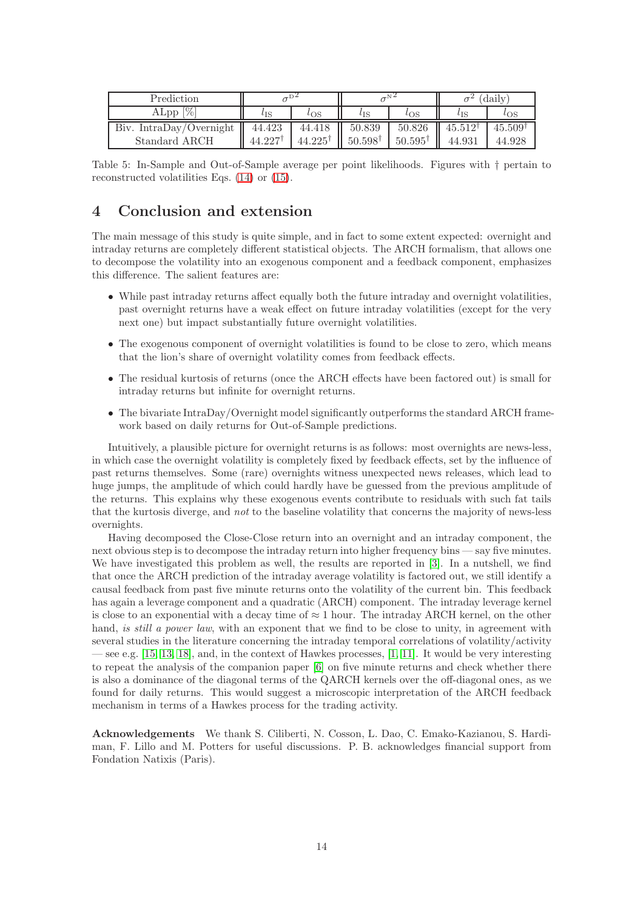| Prediction | $\sigma^{\mathrm{D}2}$ | | $\sigma^{\mathrm{N}2}$ | | $\sigma^2$ (daily) | |
|---|---|---|---|---|---|---|
| ALpp [%] | $l_{\mathrm{IS}}$ | $l_{\mathrm{OS}}$ | $l_{\mathrm{IS}}$ | $l_{\mathrm{OS}}$ | $l_{\mathrm{IS}}$ | $l_{\mathrm{OS}}$ |
| Biv. IntraDay/Overnight | 44.423 | 44.418 | 50.839 | 50.826 | 45.512$^\dagger$ | 45.509$^\dagger$ |
| Standard ARCH | 44.227$^\dagger$ | 44.225$^\dagger$ | 50.598$^\dagger$ | 50.595$^\dagger$ | 44.931 | 44.928 |

Table 5: In-Sample and Out-of-Sample average per point likelihoods. Figures with † pertain to reconstructed volatilities Eqs. (14) or (15).

## 4 Conclusion and extension

The main message of this study is quite simple, and in fact to some extent expected: overnight and intraday returns are completely different statistical objects. The ARCH formalism, that allows one to decompose the volatility into an exogenous component and a feedback component, emphasizes this difference. The salient features are:

- While past intraday returns affect equally both the future intraday and overnight volatilities, past overnight returns have a weak effect on future intraday volatilities (except for the very next one) but impact substantially future overnight volatilities.
- The exogenous component of overnight volatilities is found to be close to zero, which means that the lion's share of overnight volatility comes from feedback effects.
- The residual kurtosis of returns (once the ARCH effects have been factored out) is small for intraday returns but infinite for overnight returns.
- The bivariate IntraDay/Overnight model significantly outperforms the standard ARCH framework based on daily returns for Out-of-Sample predictions.

Intuitively, a plausible picture for overnight returns is as follows: most overnights are news-less, in which case the overnight volatility is completely fixed by feedback effects, set by the influence of past returns themselves. Some (rare) overnights witness unexpected news releases, which lead to huge jumps, the amplitude of which could hardly have be guessed from the previous amplitude of the returns. This explains why these exogenous events contribute to residuals with such fat tails that the kurtosis diverge, and *not* to the baseline volatility that concerns the majority of news-less overnights.

Having decomposed the Close-Close return into an overnight and an intraday component, the next obvious step is to decompose the intraday return into higher frequency bins — say five minutes. We have investigated this problem as well, the results are reported in [3]. In a nutshell, we find that once the ARCH prediction of the intraday average volatility is factored out, we still identify a causal feedback from past five minute returns onto the volatility of the current bin. This feedback has again a leverage component and a quadratic (ARCH) component. The intraday leverage kernel is close to an exponential with a decay time of $\approx 1$ hour. The intraday ARCH kernel, on the other hand, *is still a power law*, with an exponent that we find to be close to unity, in agreement with several studies in the literature concerning the intraday temporal correlations of volatility/activity — see e.g. [15, 13, 18], and, in the context of Hawkes processes, [1, 11]. It would be very interesting to repeat the analysis of the companion paper [6] on five minute returns and check whether there is also a dominance of the diagonal terms of the QARCH kernels over the off-diagonal ones, as we found for daily returns. This would suggest a microscopic interpretation of the ARCH feedback mechanism in terms of a Hawkes process for the trading activity.

**Acknowledgements** We thank S. Ciliberti, N. Cosson, L. Dao, C. Emako-Kazianou, S. Hardiman, F. Lillo and M. Potters for useful discussions. P. B. acknowledges financial support from Fondation Natixis (Paris).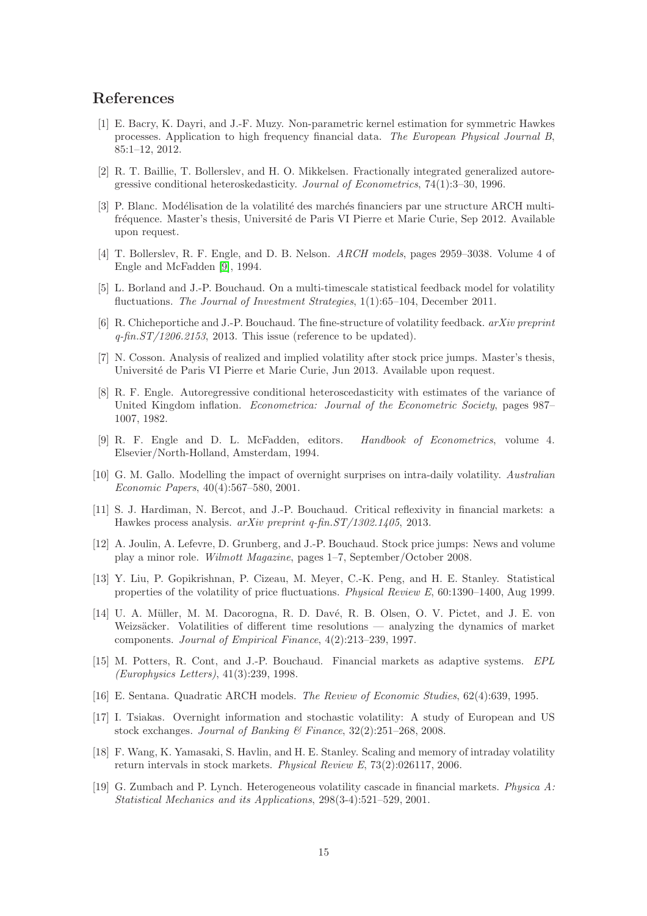# References

[1] E. Bacry, K. Dayri, and J.-F. Muzy. Non-parametric kernel estimation for symmetric Hawkes processes. Application to high frequency financial data. *The European Physical Journal B*, 85:1–12, 2012.

[2] R. T. Baillie, T. Bollerslev, and H. O. Mikkelsen. Fractionally integrated generalized autoregressive conditional heteroskedasticity. *Journal of Econometrics*, 74(1):3–30, 1996.

[3] P. Blanc. Modélisation de la volatilité des marchés financiers par une structure ARCH multi-fréquence. Master's thesis, Université de Paris VI Pierre et Marie Curie, Sep 2012. Available upon request.

[4] T. Bollerslev, R. F. Engle, and D. B. Nelson. *ARCH models*, pages 2959–3038. Volume 4 of Engle and McFadden [9], 1994.

[5] L. Borland and J.-P. Bouchaud. On a multi-timescale statistical feedback model for volatility fluctuations. *The Journal of Investment Strategies*, 1(1):65–104, December 2011.

[6] R. Chicheportiche and J.-P. Bouchaud. The fine-structure of volatility feedback. *arXiv preprint q-fin.ST/1206.2153*, 2013. This issue (reference to be updated).

[7] N. Cosson. Analysis of realized and implied volatility after stock price jumps. Master's thesis, Université de Paris VI Pierre et Marie Curie, Jun 2013. Available upon request.

[8] R. F. Engle. Autoregressive conditional heteroscedasticity with estimates of the variance of United Kingdom inflation. *Econometrica: Journal of the Econometric Society*, pages 987–1007, 1982.

[9] R. F. Engle and D. L. McFadden, editors. *Handbook of Econometrics*, volume 4. Elsevier/North-Holland, Amsterdam, 1994.

[10] G. M. Gallo. Modelling the impact of overnight surprises on intra-daily volatility. *Australian Economic Papers*, 40(4):567–580, 2001.

[11] S. J. Hardiman, N. Bercot, and J.-P. Bouchaud. Critical reflexivity in financial markets: a Hawkes process analysis. *arXiv preprint q-fin.ST/1302.1405*, 2013.

[12] A. Joulin, A. Lefevre, D. Grunberg, and J.-P. Bouchaud. Stock price jumps: News and volume play a minor role. *Wilmott Magazine*, pages 1–7, September/October 2008.

[13] Y. Liu, P. Gopikrishnan, P. Cizeau, M. Meyer, C.-K. Peng, and H. E. Stanley. Statistical properties of the volatility of price fluctuations. *Physical Review E*, 60:1390–1400, Aug 1999.

[14] U. A. Müller, M. M. Dacorogna, R. D. Davé, R. B. Olsen, O. V. Pictet, and J. E. von Weizsäcker. Volatilities of different time resolutions — analyzing the dynamics of market components. *Journal of Empirical Finance*, 4(2):213–239, 1997.

[15] M. Potters, R. Cont, and J.-P. Bouchaud. Financial markets as adaptive systems. *EPL (Europhysics Letters)*, 41(3):239, 1998.

[16] E. Sentana. Quadratic ARCH models. *The Review of Economic Studies*, 62(4):639, 1995.

[17] I. Tsiakas. Overnight information and stochastic volatility: A study of European and US stock exchanges. *Journal of Banking & Finance*, 32(2):251–268, 2008.

[18] F. Wang, K. Yamasaki, S. Havlin, and H. E. Stanley. Scaling and memory of intraday volatility return intervals in stock markets. *Physical Review E*, 73(2):026117, 2006.

[19] G. Zumbach and P. Lynch. Heterogeneous volatility cascade in financial markets. *Physica A: Statistical Mechanics and its Applications*, 298(3-4):521–529, 2001.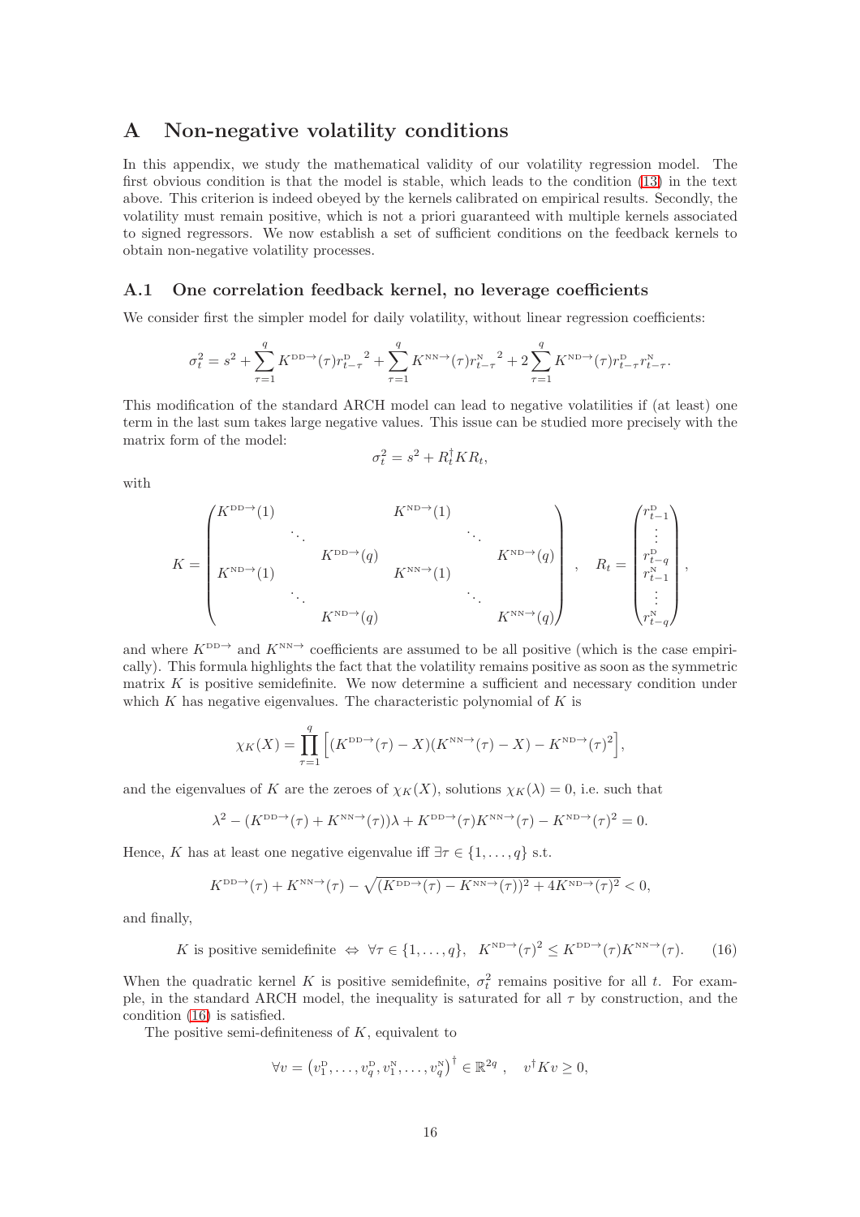# A Non-negative volatility conditions

In this appendix, we study the mathematical validity of our volatility regression model. The first obvious condition is that the model is stable, which leads to the condition (13) in the text above. This criterion is indeed obeyed by the kernels calibrated on empirical results. Secondly, the volatility must remain positive, which is not a priori guaranteed with multiple kernels associated to signed regressors. We now establish a set of sufficient conditions on the feedback kernels to obtain non-negative volatility processes.

## A.1 One correlation feedback kernel, no leverage coefficients

We consider first the simpler model for daily volatility, without linear regression coefficients:

$$\sigma_t^2 = s^2 + \sum_{\tau=1}^{q} K^{\text{DD}\to}(\tau) {r_{t-\tau}^{\text{D}}}^2 + \sum_{\tau=1}^{q} K^{\text{NN}\to}(\tau) {r_{t-\tau}^{\text{N}}}^2 + 2\sum_{\tau=1}^{q} K^{\text{ND}\to}(\tau) r_{t-\tau}^{\text{D}} r_{t-\tau}^{\text{N}}.$$

This modification of the standard ARCH model can lead to negative volatilities if (at least) one term in the last sum takes large negative values. This issue can be studied more precisely with the matrix form of the model:

$$\sigma_t^2 = s^2 + R_t^\dagger K R_t,$$

with

$$K = \begin{pmatrix} K^{\text{DD}\to}(1) & & & K^{\text{ND}\to}(1) & & \\ & \ddots & & & \ddots & \\ & & K^{\text{DD}\to}(q) & & & K^{\text{ND}\to}(q) \\ K^{\text{ND}\to}(1) & & & K^{\text{NN}\to}(1) & & \\ & \ddots & & & \ddots & \\ & & K^{\text{ND}\to}(q) & & & K^{\text{NN}\to}(q) \end{pmatrix}, \quad R_t = \begin{pmatrix} r_{t-1}^{\text{D}} \\ \vdots \\ r_{t-q}^{\text{D}} \\ r_{t-1}^{\text{N}} \\ \vdots \\ r_{t-q}^{\text{N}} \end{pmatrix},$$

and where $K^{\text{DD}\to}$ and $K^{\text{NN}\to}$ coefficients are assumed to be all positive (which is the case empirically). This formula highlights the fact that the volatility remains positive as soon as the symmetric matrix $K$ is positive semidefinite. We now determine a sufficient and necessary condition under which $K$ has negative eigenvalues. The characteristic polynomial of $K$ is

$$\chi_K(X) = \prod_{\tau=1}^{q} \Big[ (K^{\text{DD}\to}(\tau) - X)(K^{\text{NN}\to}(\tau) - X) - K^{\text{ND}\to}(\tau)^2 \Big],$$

and the eigenvalues of $K$ are the zeroes of $\chi_K(X)$, solutions $\chi_K(\lambda) = 0$, i.e. such that

$$\lambda^2 - (K^{\text{DD}\to}(\tau) + K^{\text{NN}\to}(\tau))\lambda + K^{\text{DD}\to}(\tau)K^{\text{NN}\to}(\tau) - K^{\text{ND}\to}(\tau)^2 = 0.$$

Hence, $K$ has at least one negative eigenvalue iff $\exists \tau \in \{1, \ldots, q\}$ s.t.

$$K^{\text{DD}\to}(\tau) + K^{\text{NN}\to}(\tau) - \sqrt{(K^{\text{DD}\to}(\tau) - K^{\text{NN}\to}(\tau))^2 + 4K^{\text{ND}\to}(\tau)^2} < 0,$$

and finally,

$$K \text{ is positive semidefinite } \Leftrightarrow \ \forall \tau \in \{1, \ldots, q\}, \quad K^{\text{ND}\to}(\tau)^2 \leq K^{\text{DD}\to}(\tau) K^{\text{NN}\to}(\tau). \tag{16}$$

When the quadratic kernel $K$ is positive semidefinite, $\sigma_t^2$ remains positive for all $t$. For example, in the standard ARCH model, the inequality is saturated for all $\tau$ by construction, and the condition (16) is satisfied.

The positive semi-definiteness of $K$, equivalent to

$$\forall v = \left(v_1^{\text{D}}, \ldots, v_q^{\text{D}}, v_1^{\text{N}}, \ldots, v_q^{\text{N}}\right)^\dagger \in \mathbb{R}^{2q}, \quad v^\dagger K v \geq 0,$$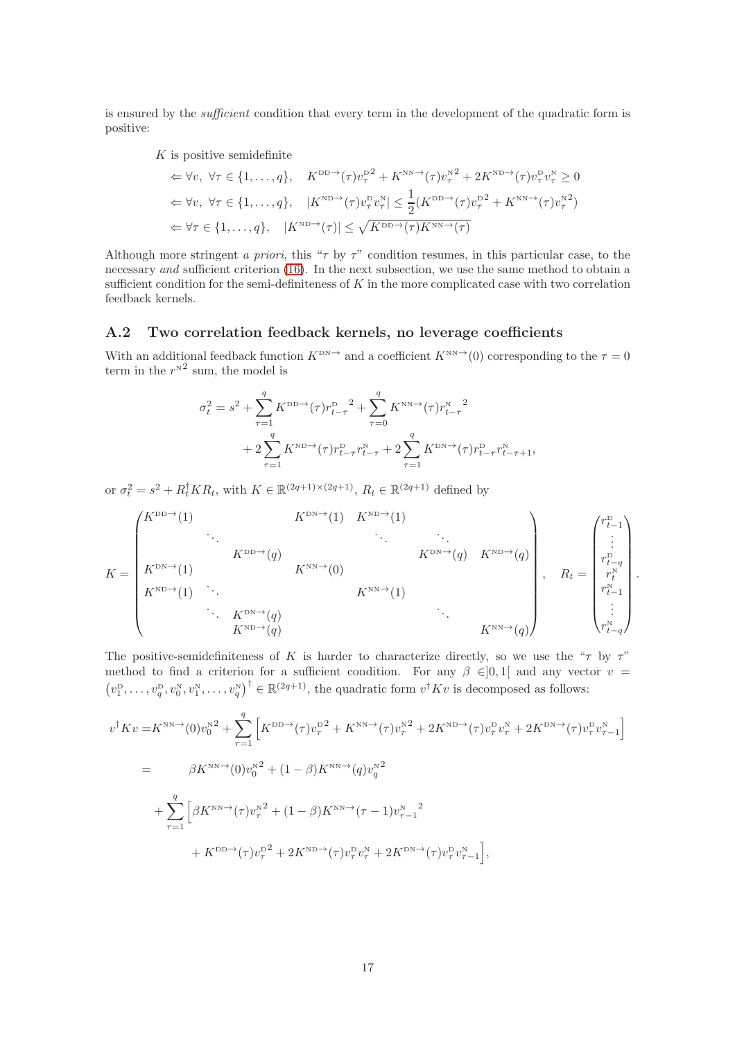is ensured by the *sufficient* condition that every term in the development of the quadratic form is positive:

$$
\begin{aligned}
&K \text{ is positive semidefinite}\\
&\Leftarrow \forall v,\ \forall \tau \in \{1,\dots,q\}, \quad K^{\text{DD}\to}(\tau){v^{\text{D}}_\tau}^2 + K^{\text{NN}\to}(\tau){v^{\text{N}}_\tau}^2 + 2K^{\text{ND}\to}(\tau)v^{\text{D}}_\tau v^{\text{N}}_\tau \geq 0\\
&\Leftarrow \forall v,\ \forall \tau \in \{1,\dots,q\}, \quad |K^{\text{ND}\to}(\tau)v^{\text{D}}_\tau v^{\text{N}}_\tau| \leq \frac{1}{2}(K^{\text{DD}\to}(\tau){v^{\text{D}}_\tau}^2 + K^{\text{NN}\to}(\tau){v^{\text{N}}_\tau}^2)\\
&\Leftarrow \forall \tau \in \{1,\dots,q\}, \quad |K^{\text{ND}\to}(\tau)| \leq \sqrt{K^{\text{DD}\to}(\tau)K^{\text{NN}\to}(\tau)}
\end{aligned}
$$

Although more stringent *a priori*, this "$\tau$ by $\tau$" condition resumes, in this particular case, to the necessary *and* sufficient criterion (16). In the next subsection, we use the same method to obtain a sufficient condition for the semi-definiteness of $K$ in the more complicated case with two correlation feedback kernels.

## A.2 Two correlation feedback kernels, no leverage coefficients

With an additional feedback function $K^{\text{DN}\to}$ and a coefficient $K^{\text{NN}\to}(0)$ corresponding to the $\tau = 0$ term in the ${r^{\text{N}}}^2$ sum, the model is

$$
\begin{aligned}
\sigma_t^2 = s^2 &+ \sum_{\tau=1}^{q} K^{\text{DD}\to}(\tau){r^{\text{D}}_{t-\tau}}^2 + \sum_{\tau=0}^{q} K^{\text{NN}\to}(\tau){r^{\text{N}}_{t-\tau}}^2\\
&+ 2\sum_{\tau=1}^{q} K^{\text{ND}\to}(\tau)r^{\text{D}}_{t-\tau}r^{\text{N}}_{t-\tau} + 2\sum_{\tau=1}^{q} K^{\text{DN}\to}(\tau)r^{\text{D}}_{t-\tau}r^{\text{N}}_{t-\tau+1},
\end{aligned}
$$

or $\sigma_t^2 = s^2 + R_t^\dagger K R_t$, with $K \in \mathbb{R}^{(2q+1)\times(2q+1)}$, $R_t \in \mathbb{R}^{(2q+1)}$ defined by

$$
K = \begin{pmatrix}
K^{\text{DD}\to}(1) & & & K^{\text{DN}\to}(1) & K^{\text{ND}\to}(1) & & \\
& \ddots & & & \ddots & \ddots & \\
& & K^{\text{DD}\to}(q) & & & K^{\text{DN}\to}(q) & K^{\text{ND}\to}(q)\\
K^{\text{DN}\to}(1) & & & K^{\text{NN}\to}(0) & & & \\
K^{\text{ND}\to}(1) & \ddots & & & K^{\text{NN}\to}(1) & & \\
& \ddots & K^{\text{DN}\to}(q) & & & \ddots & \\
& & K^{\text{ND}\to}(q) & & & & K^{\text{NN}\to}(q)
\end{pmatrix}, \quad R_t = \begin{pmatrix} r^{\text{D}}_{t-1}\\ \vdots \\ r^{\text{D}}_{t-q} \\ r^{\text{N}}_t \\ r^{\text{N}}_{t-1} \\ \vdots \\ r^{\text{N}}_{t-q}\end{pmatrix}.
$$

The positive-semidefiniteness of $K$ is harder to characterize directly, so we use the "$\tau$ by $\tau$" method to find a criterion for a sufficient condition. For any $\beta \in ]0,1[$ and any vector $v = \left(v^{\text{D}}_1,\dots,v^{\text{D}}_q,v^{\text{N}}_0,v^{\text{N}}_1,\dots,v^{\text{N}}_q\right)^\dagger \in \mathbb{R}^{(2q+1)}$, the quadratic form $v^\dagger K v$ is decomposed as follows:

$$
\begin{aligned}
v^\dagger K v =& K^{\text{NN}\to}(0){v^{\text{N}}_0}^2 + \sum_{\tau=1}^{q}\left[K^{\text{DD}\to}(\tau){v^{\text{D}}_\tau}^2 + K^{\text{NN}\to}(\tau){v^{\text{N}}_\tau}^2 + 2K^{\text{ND}\to}(\tau)v^{\text{D}}_\tau v^{\text{N}}_\tau + 2K^{\text{DN}\to}(\tau)v^{\text{D}}_\tau v^{\text{N}}_{\tau-1}\right]\\
=& \qquad \beta K^{\text{NN}\to}(0){v^{\text{N}}_0}^2 + (1-\beta)K^{\text{NN}\to}(q){v^{\text{N}}_q}^2\\
&+ \sum_{\tau=1}^{q}\Big[\beta K^{\text{NN}\to}(\tau){v^{\text{N}}_\tau}^2 + (1-\beta)K^{\text{NN}\to}(\tau-1){v^{\text{N}}_{\tau-1}}^2\\
&\qquad + K^{\text{DD}\to}(\tau){v^{\text{D}}_\tau}^2 + 2K^{\text{ND}\to}(\tau)v^{\text{D}}_\tau v^{\text{N}}_\tau + 2K^{\text{DN}\to}(\tau)v^{\text{D}}_\tau v^{\text{N}}_{\tau-1}\Big],
\end{aligned}
$$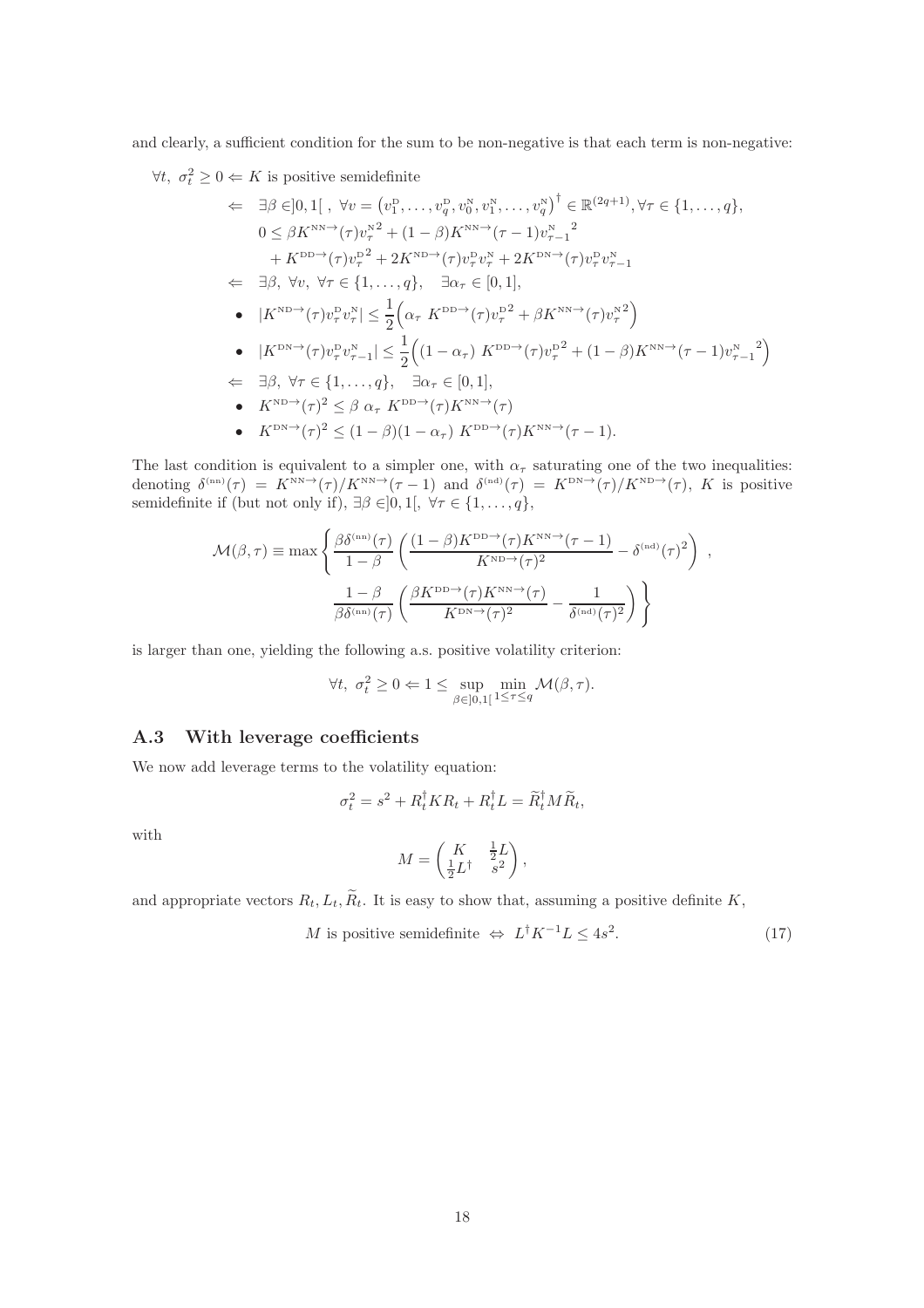and clearly, a sufficient condition for the sum to be non-negative is that each term is non-negative:

$$
\begin{aligned}
&\forall t,\ \sigma_t^2 \geq 0 \Leftarrow K \text{ is positive semidefinite} \\
&\Leftarrow\ \exists \beta \in ]0,1[\ ,\ \forall v = \left(v_1^{\rm D}, \ldots, v_q^{\rm D}, v_0^{\rm N}, v_1^{\rm N}, \ldots, v_q^{\rm N}\right)^\dagger \in \mathbb{R}^{(2q+1)}, \forall \tau \in \{1, \ldots, q\}, \\
&\quad 0 \leq \beta K^{\rm NN\rightarrow}(\tau) {v_\tau^{\rm N}}^2 + (1-\beta) K^{\rm NN\rightarrow}(\tau-1) {v_{\tau-1}^{\rm N}}^2 \\
&\quad\quad + K^{\rm DD\rightarrow}(\tau) {v_\tau^{\rm D}}^2 + 2K^{\rm ND\rightarrow}(\tau) v_\tau^{\rm D} v_\tau^{\rm N} + 2K^{\rm DN\rightarrow}(\tau) v_\tau^{\rm D} v_{\tau-1}^{\rm N} \\
&\Leftarrow\ \exists \beta,\ \forall v,\ \forall \tau \in \{1, \ldots, q\}, \quad \exists \alpha_\tau \in [0,1], \\
&\quad \bullet\ \ |K^{\rm ND\rightarrow}(\tau) v_\tau^{\rm D} v_\tau^{\rm N}| \leq \frac{1}{2}\Big(\alpha_\tau\ K^{\rm DD\rightarrow}(\tau) {v_\tau^{\rm D}}^2 + \beta K^{\rm NN\rightarrow}(\tau) {v_\tau^{\rm N}}^2\Big) \\
&\quad \bullet\ \ |K^{\rm DN\rightarrow}(\tau) v_\tau^{\rm D} v_{\tau-1}^{\rm N}| \leq \frac{1}{2}\Big((1-\alpha_\tau)\ K^{\rm DD\rightarrow}(\tau) {v_\tau^{\rm D}}^2 + (1-\beta) K^{\rm NN\rightarrow}(\tau-1) {v_{\tau-1}^{\rm N}}^2\Big) \\
&\Leftarrow\ \exists \beta,\ \forall \tau \in \{1, \ldots, q\}, \quad \exists \alpha_\tau \in [0,1], \\
&\quad \bullet\ \ K^{\rm ND\rightarrow}(\tau)^2 \leq \beta\ \alpha_\tau\ K^{\rm DD\rightarrow}(\tau) K^{\rm NN\rightarrow}(\tau) \\
&\quad \bullet\ \ K^{\rm DN\rightarrow}(\tau)^2 \leq (1-\beta)(1-\alpha_\tau)\ K^{\rm DD\rightarrow}(\tau) K^{\rm NN\rightarrow}(\tau-1).
\end{aligned}
$$

The last condition is equivalent to a simpler one, with $\alpha_\tau$ saturating one of the two inequalities: denoting $\delta^{\rm (nn)}(\tau) = K^{\rm NN\rightarrow}(\tau)/K^{\rm NN\rightarrow}(\tau-1)$ and $\delta^{\rm (nd)}(\tau) = K^{\rm DN\rightarrow}(\tau)/K^{\rm ND\rightarrow}(\tau)$, $K$ is positive semidefinite if (but not only if), $\exists \beta \in ]0,1[$, $\forall \tau \in \{1, \ldots, q\}$,

$$
\mathcal{M}(\beta,\tau) \equiv \max \left\{ \frac{\beta \delta^{\rm (nn)}(\tau)}{1-\beta} \left( \frac{(1-\beta) K^{\rm DD\rightarrow}(\tau) K^{\rm NN\rightarrow}(\tau-1)}{K^{\rm ND\rightarrow}(\tau)^2} - \delta^{\rm (nd)}(\tau)^2 \right)\ , \right.
\left. \frac{1-\beta}{\beta \delta^{\rm (nn)}(\tau)} \left( \frac{\beta K^{\rm DD\rightarrow}(\tau) K^{\rm NN\rightarrow}(\tau)}{K^{\rm DN\rightarrow}(\tau)^2} - \frac{1}{\delta^{\rm (nd)}(\tau)^2} \right) \right\}
$$

is larger than one, yielding the following a.s. positive volatility criterion:

$$
\forall t,\ \sigma_t^2 \geq 0 \Leftarrow 1 \leq \sup_{\beta \in ]0,1[} \min_{1 \leq \tau \leq q} \mathcal{M}(\beta,\tau).
$$

## A.3 With leverage coefficients

We now add leverage terms to the volatility equation:

$$
\sigma_t^2 = s^2 + R_t^\dagger K R_t + R_t^\dagger L = \widetilde{R}_t^\dagger M \widetilde{R}_t,
$$

with

$$
M = \begin{pmatrix} K & \frac{1}{2}L \\ \frac{1}{2}L^\dagger & s^2 \end{pmatrix},
$$

and appropriate vectors $R_t, L_t, \widetilde{R}_t$. It is easy to show that, assuming a positive definite $K$,

$$
M \text{ is positive semidefinite } \Leftrightarrow\ L^\dagger K^{-1} L \leq 4s^2. \tag{17}
$$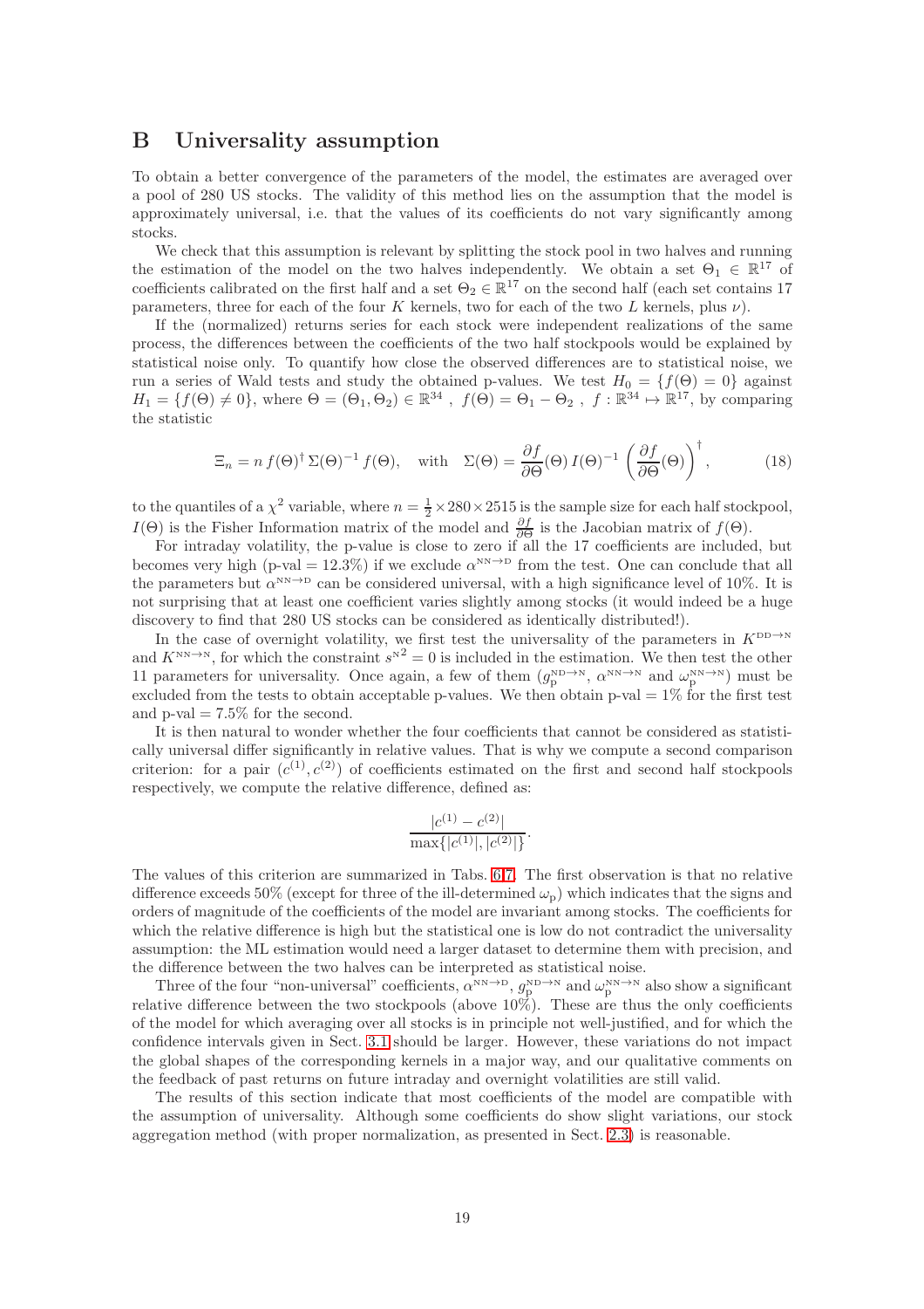# B Universality assumption

To obtain a better convergence of the parameters of the model, the estimates are averaged over a pool of 280 US stocks. The validity of this method lies on the assumption that the model is approximately universal, i.e. that the values of its coefficients do not vary significantly among stocks.

We check that this assumption is relevant by splitting the stock pool in two halves and running the estimation of the model on the two halves independently. We obtain a set $\Theta_1 \in \mathbb{R}^{17}$ of coefficients calibrated on the first half and a set $\Theta_2 \in \mathbb{R}^{17}$ on the second half (each set contains 17 parameters, three for each of the four $K$ kernels, two for each of the two $L$ kernels, plus $\nu$).

If the (normalized) returns series for each stock were independent realizations of the same process, the differences between the coefficients of the two half stockpools would be explained by statistical noise only. To quantify how close the observed differences are to statistical noise, we run a series of Wald tests and study the obtained p-values. We test $H_0 = \{f(\Theta) = 0\}$ against $H_1 = \{f(\Theta) \neq 0\}$, where $\Theta = (\Theta_1, \Theta_2) \in \mathbb{R}^{34}$ , $f(\Theta) = \Theta_1 - \Theta_2$ , $f : \mathbb{R}^{34} \mapsto \mathbb{R}^{17}$, by comparing the statistic

$$\Xi_n = n\, f(\Theta)^\dagger\, \Sigma(\Theta)^{-1}\, f(\Theta), \quad \text{with} \quad \Sigma(\Theta) = \frac{\partial f}{\partial \Theta}(\Theta)\, I(\Theta)^{-1} \left(\frac{\partial f}{\partial \Theta}(\Theta)\right)^\dagger, \tag{18}$$

to the quantiles of a $\chi^2$ variable, where $n = \frac{1}{2} \times 280 \times 2515$ is the sample size for each half stockpool, $I(\Theta)$ is the Fisher Information matrix of the model and $\frac{\partial f}{\partial \Theta}$ is the Jacobian matrix of $f(\Theta)$.

For intraday volatility, the p-value is close to zero if all the 17 coefficients are included, but becomes very high (p-val = 12.3%) if we exclude $\alpha^{\text{NN}\to\text{D}}$ from the test. One can conclude that all the parameters but $\alpha^{\text{NN}\to\text{D}}$ can be considered universal, with a high significance level of 10%. It is not surprising that at least one coefficient varies slightly among stocks (it would indeed be a huge discovery to find that 280 US stocks can be considered as identically distributed!).

In the case of overnight volatility, we first test the universality of the parameters in $K^{\text{DD}\to\text{N}}$ and $K^{\text{NN}\to\text{N}}$, for which the constraint ${s^{\text{N}}}^2 = 0$ is included in the estimation. We then test the other 11 parameters for universality. Once again, a few of them ($g_{\text{p}}^{\text{ND}\to\text{N}}$, $\alpha^{\text{NN}\to\text{N}}$ and $\omega_{\text{p}}^{\text{NN}\to\text{N}}$) must be excluded from the tests to obtain acceptable p-values. We then obtain p-val = 1% for the first test and p-val = 7.5% for the second.

It is then natural to wonder whether the four coefficients that cannot be considered as statistically universal differ significantly in relative values. That is why we compute a second comparison criterion: for a pair $(c^{(1)}, c^{(2)})$ of coefficients estimated on the first and second half stockpools respectively, we compute the relative difference, defined as:

$$\frac{|c^{(1)} - c^{(2)}|}{\max\{|c^{(1)}|, |c^{(2)}|\}}.$$

The values of this criterion are summarized in Tabs. 6,7. The first observation is that no relative difference exceeds 50% (except for three of the ill-determined $\omega_{\text{p}}$) which indicates that the signs and orders of magnitude of the coefficients of the model are invariant among stocks. The coefficients for which the relative difference is high but the statistical one is low do not contradict the universality assumption: the ML estimation would need a larger dataset to determine them with precision, and the difference between the two halves can be interpreted as statistical noise.

Three of the four "non-universal" coefficients, $\alpha^{\text{NN}\to\text{D}}$, $g_{\text{p}}^{\text{ND}\to\text{N}}$ and $\omega_{\text{p}}^{\text{NN}\to\text{N}}$ also show a significant relative difference between the two stockpools (above 10%). These are thus the only coefficients of the model for which averaging over all stocks is in principle not well-justified, and for which the confidence intervals given in Sect. 3.1 should be larger. However, these variations do not impact the global shapes of the corresponding kernels in a major way, and our qualitative comments on the feedback of past returns on future intraday and overnight volatilities are still valid.

The results of this section indicate that most coefficients of the model are compatible with the assumption of universality. Although some coefficients do show slight variations, our stock aggregation method (with proper normalization, as presented in Sect. 2.3) is reasonable.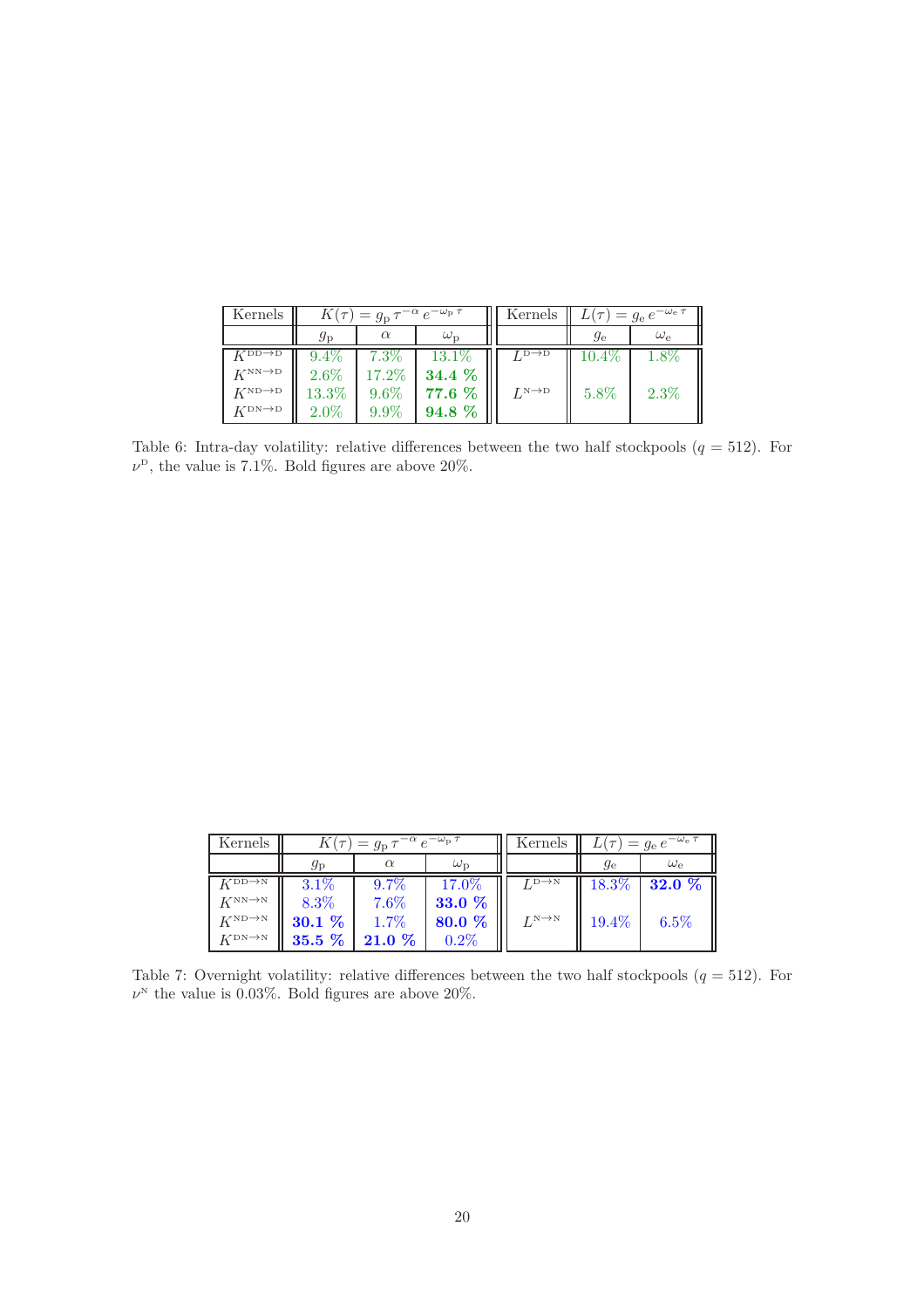| Kernels | $K(\tau) = g_{\mathrm{p}}\,\tau^{-\alpha}\,e^{-\omega_{\mathrm{p}}\,\tau}$ | | | Kernels | $L(\tau) = g_{\mathrm{e}}\,e^{-\omega_{\mathrm{e}}\,\tau}$ | |
|---|---|---|---|---|---|---|
| | $g_{\mathrm{p}}$ | $\alpha$ | $\omega_{\mathrm{p}}$ | | $g_{\mathrm{e}}$ | $\omega_{\mathrm{e}}$ |
| $K^{\mathrm{DD}\to\mathrm{D}}$ | 9.4% | 7.3% | 13.1% | $L^{\mathrm{D}\to\mathrm{D}}$ | 10.4% | 1.8% |
| $K^{\mathrm{NN}\to\mathrm{D}}$ | 2.6% | 17.2% | **34.4 %** | | | |
| $K^{\mathrm{ND}\to\mathrm{D}}$ | 13.3% | 9.6% | **77.6 %** | $L^{\mathrm{N}\to\mathrm{D}}$ | 5.8% | 2.3% |
| $K^{\mathrm{DN}\to\mathrm{D}}$ | 2.0% | 9.9% | **94.8 %** | | | |

Table 6: Intra-day volatility: relative differences between the two half stockpools ($q = 512$). For $\nu^{\mathrm{D}}$, the value is 7.1%. Bold figures are above 20%.

| Kernels | $K(\tau) = g_{\mathrm{p}}\,\tau^{-\alpha}\,e^{-\omega_{\mathrm{p}}\,\tau}$ | | | Kernels | $L(\tau) = g_{\mathrm{e}}\,e^{-\omega_{\mathrm{e}}\,\tau}$ | |
|---|---|---|---|---|---|---|
| | $g_{\mathrm{p}}$ | $\alpha$ | $\omega_{\mathrm{p}}$ | | $g_{\mathrm{e}}$ | $\omega_{\mathrm{e}}$ |
| $K^{\mathrm{DD}\to\mathrm{N}}$ | 3.1% | 9.7% | 17.0% | $L^{\mathrm{D}\to\mathrm{N}}$ | 18.3% | **32.0 %** |
| $K^{\mathrm{NN}\to\mathrm{N}}$ | 8.3% | 7.6% | **33.0 %** | | | |
| $K^{\mathrm{ND}\to\mathrm{N}}$ | **30.1 %** | 1.7% | **80.0 %** | $L^{\mathrm{N}\to\mathrm{N}}$ | 19.4% | 6.5% |
| $K^{\mathrm{DN}\to\mathrm{N}}$ | **35.5 %** | **21.0 %** | 0.2% | | | |

Table 7: Overnight volatility: relative differences between the two half stockpools ($q = 512$). For $\nu^{\mathrm{N}}$ the value is 0.03%. Bold figures are above 20%.